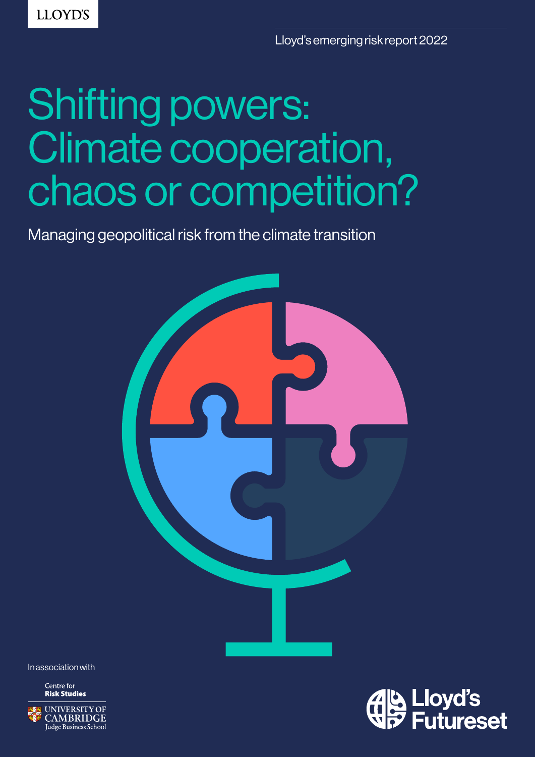LLOYD'S

Lloyd's emerging risk report 2022

# Shifting powers: Climate cooperation, chaos or competition?

Managing geopolitical risk from the climate transition

In association with

Centre for **Risk Studies**

UNIVERSITY OF CAMBRIDGE Judge Business School

Lloyd's Futureset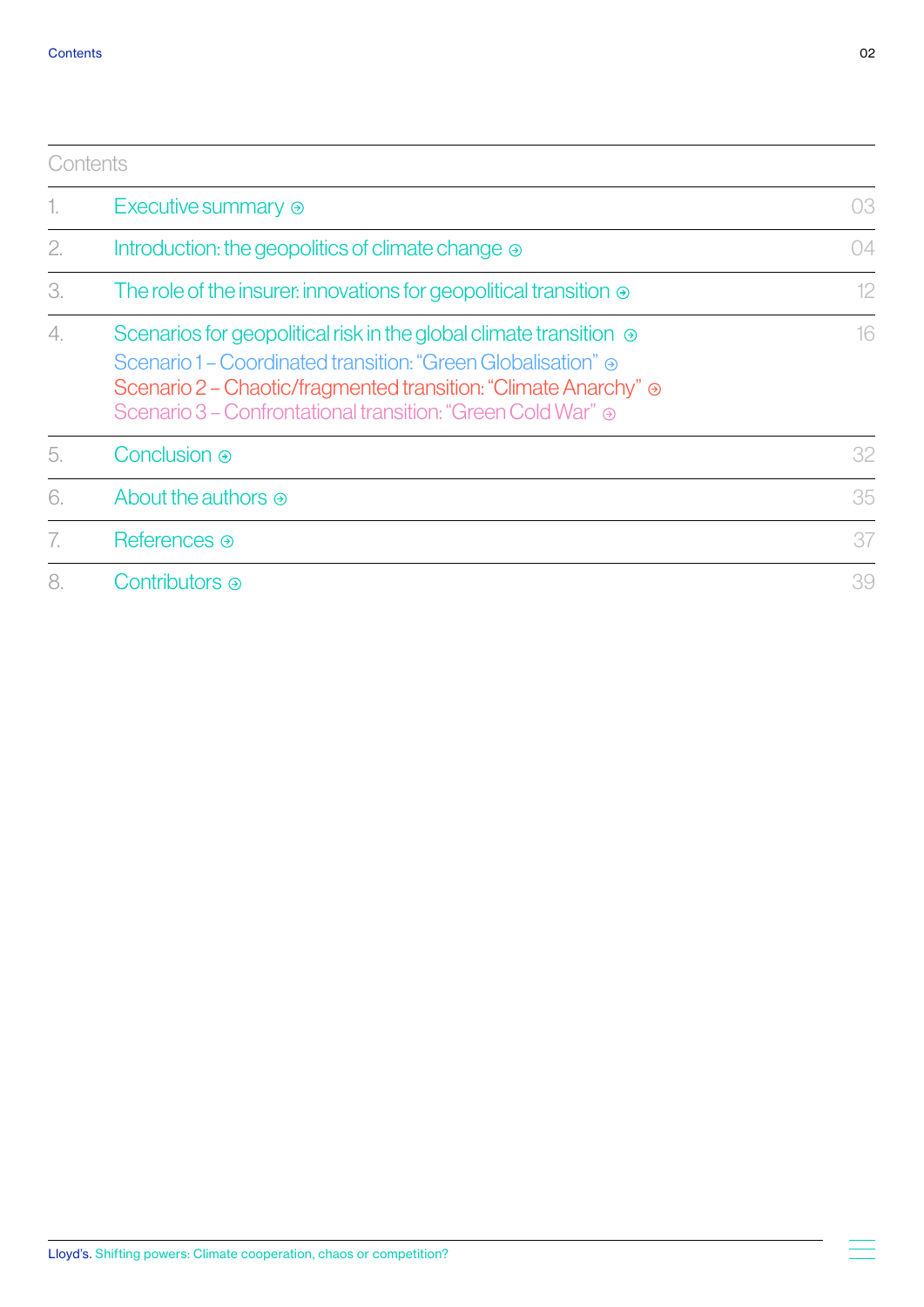# Contents

| | | |
|---|---|---|
| 1. | Executive summary | 03 |
| 2. | Introduction: the geopolitics of climate change | 04 |
| 3. | The role of the insurer: innovations for geopolitical transition | 12 |
| 4. | Scenarios for geopolitical risk in the global climate transition<br>Scenario 1 – Coordinated transition: "Green Globalisation"<br>Scenario 2 – Chaotic/fragmented transition: "Climate Anarchy"<br>Scenario 3 – Confrontational transition: "Green Cold War" | 16 |
| 5. | Conclusion | 32 |
| 6. | About the authors | 35 |
| 7. | References | 37 |
| 8. | Contributors | 39 |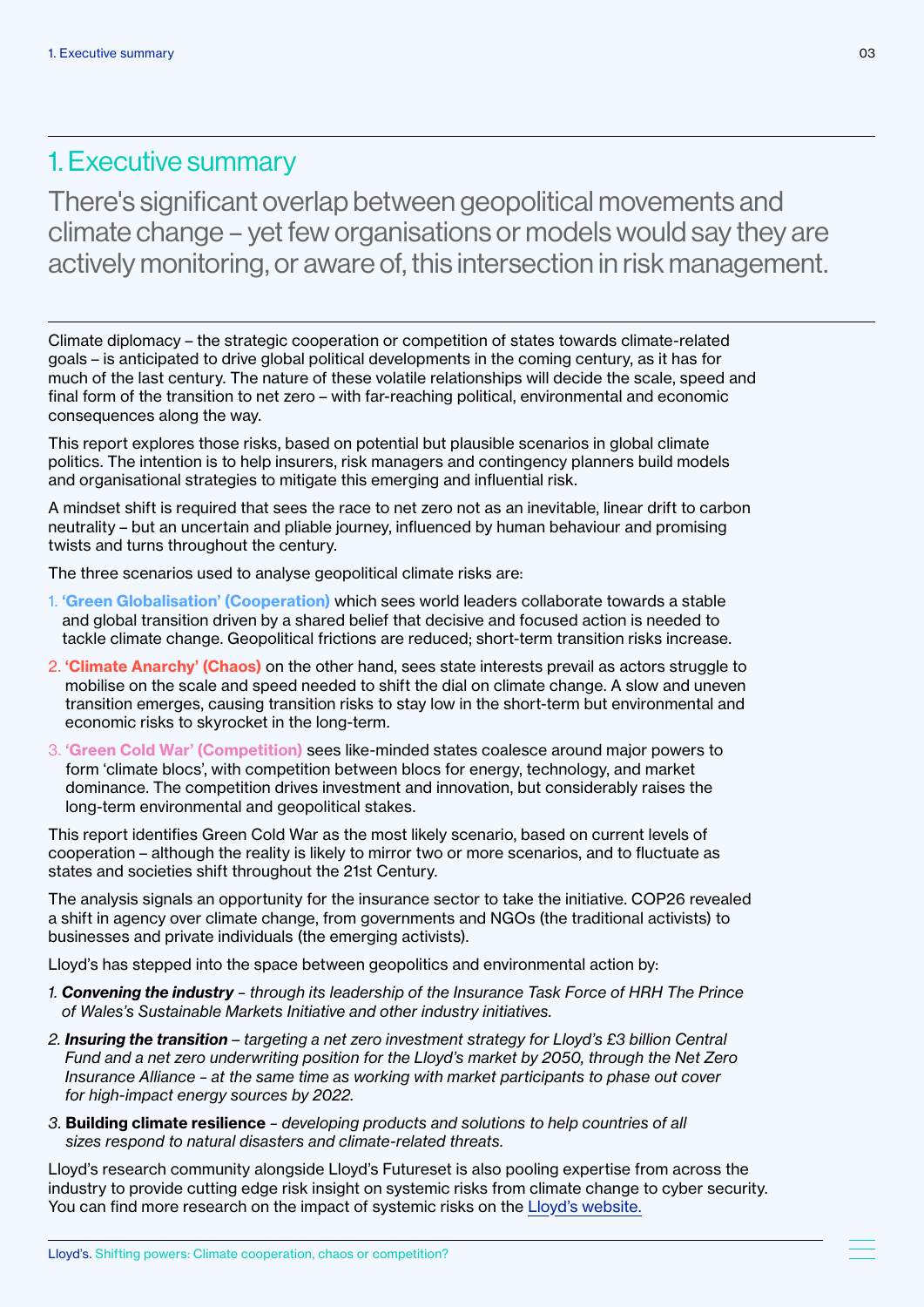# 1. Executive summary

## There's significant overlap between geopolitical movements and climate change – yet few organisations or models would say they are actively monitoring, or aware of, this intersection in risk management.

Climate diplomacy – the strategic cooperation or competition of states towards climate-related goals – is anticipated to drive global political developments in the coming century, as it has for much of the last century. The nature of these volatile relationships will decide the scale, speed and final form of the transition to net zero – with far-reaching political, environmental and economic consequences along the way.

This report explores those risks, based on potential but plausible scenarios in global climate politics. The intention is to help insurers, risk managers and contingency planners build models and organisational strategies to mitigate this emerging and influential risk.

A mindset shift is required that sees the race to net zero not as an inevitable, linear drift to carbon neutrality – but an uncertain and pliable journey, influenced by human behaviour and promising twists and turns throughout the century.

The three scenarios used to analyse geopolitical climate risks are:

1. **'Green Globalisation' (Cooperation)** which sees world leaders collaborate towards a stable and global transition driven by a shared belief that decisive and focused action is needed to tackle climate change. Geopolitical frictions are reduced; short-term transition risks increase.
2. **'Climate Anarchy' (Chaos)** on the other hand, sees state interests prevail as actors struggle to mobilise on the scale and speed needed to shift the dial on climate change. A slow and uneven transition emerges, causing transition risks to stay low in the short-term but environmental and economic risks to skyrocket in the long-term.
3. **'Green Cold War' (Competition)** sees like-minded states coalesce around major powers to form 'climate blocs', with competition between blocs for energy, technology, and market dominance. The competition drives investment and innovation, but considerably raises the long-term environmental and geopolitical stakes.

This report identifies Green Cold War as the most likely scenario, based on current levels of cooperation – although the reality is likely to mirror two or more scenarios, and to fluctuate as states and societies shift throughout the 21st Century.

The analysis signals an opportunity for the insurance sector to take the initiative. COP26 revealed a shift in agency over climate change, from governments and NGOs (the traditional activists) to businesses and private individuals (the emerging activists).

Lloyd's has stepped into the space between geopolitics and environmental action by:

1. ***Convening the industry*** *– through its leadership of the Insurance Task Force of HRH The Prince of Wales's Sustainable Markets Initiative and other industry initiatives.*
2. ***Insuring the transition*** *– targeting a net zero investment strategy for Lloyd's £3 billion Central Fund and a net zero underwriting position for the Lloyd's market by 2050, through the Net Zero Insurance Alliance - at the same time as working with market participants to phase out cover for high-impact energy sources by 2022.*
3. **Building climate resilience** *– developing products and solutions to help countries of all sizes respond to natural disasters and climate-related threats.*

Lloyd's research community alongside Lloyd's Futureset is also pooling expertise from across the industry to provide cutting edge risk insight on systemic risks from climate change to cyber security. You can find more research on the impact of systemic risks on the Lloyd's website.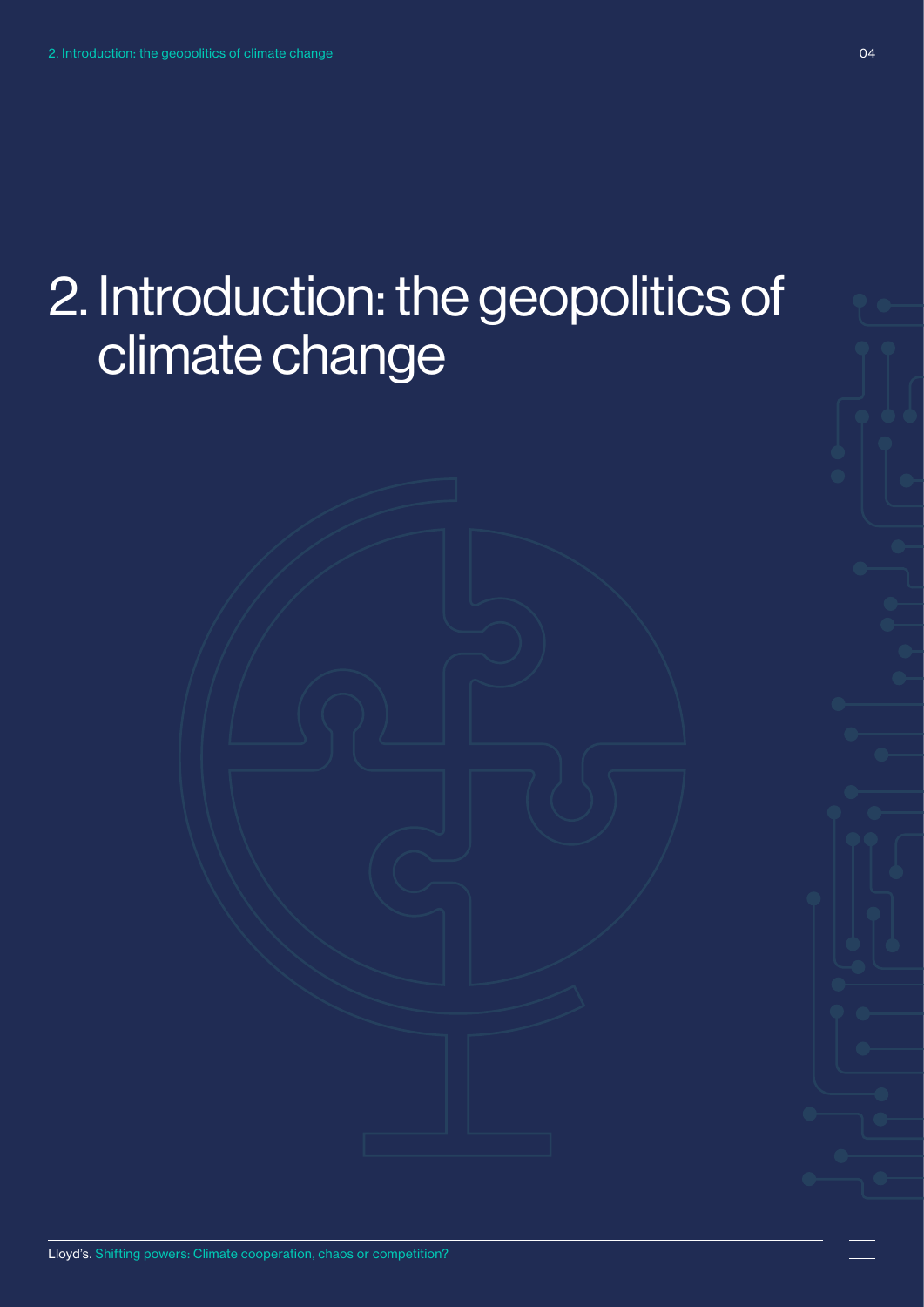# 2. Introduction: the geopolitics of climate change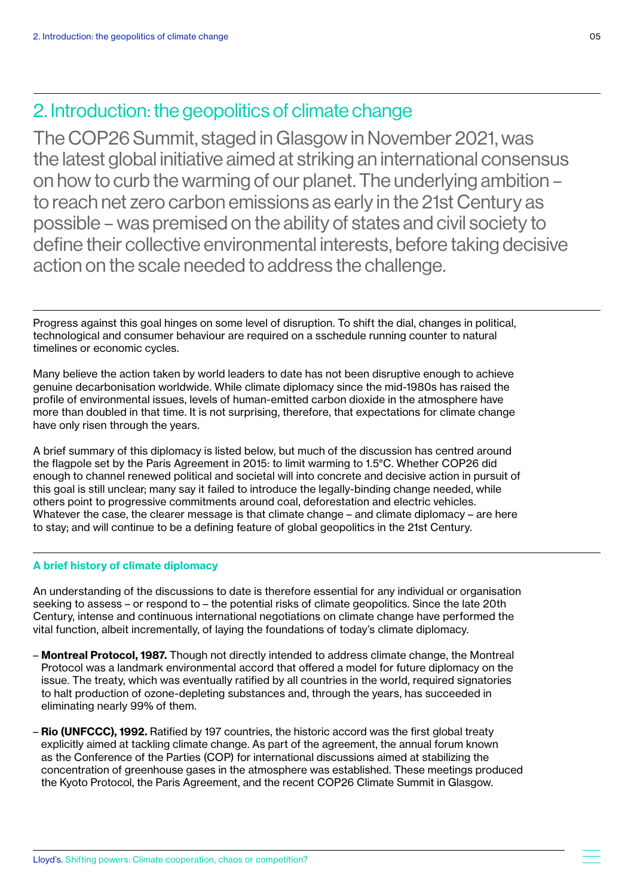## 2. Introduction: the geopolitics of climate change

The COP26 Summit, staged in Glasgow in November 2021, was the latest global initiative aimed at striking an international consensus on how to curb the warming of our planet. The underlying ambition – to reach net zero carbon emissions as early in the 21st Century as possible – was premised on the ability of states and civil society to define their collective environmental interests, before taking decisive action on the scale needed to address the challenge.

Progress against this goal hinges on some level of disruption. To shift the dial, changes in political, technological and consumer behaviour are required on a sschedule running counter to natural timelines or economic cycles.

Many believe the action taken by world leaders to date has not been disruptive enough to achieve genuine decarbonisation worldwide. While climate diplomacy since the mid-1980s has raised the profile of environmental issues, levels of human-emitted carbon dioxide in the atmosphere have more than doubled in that time. It is not surprising, therefore, that expectations for climate change have only risen through the years.

A brief summary of this diplomacy is listed below, but much of the discussion has centred around the flagpole set by the Paris Agreement in 2015: to limit warming to 1.5°C. Whether COP26 did enough to channel renewed political and societal will into concrete and decisive action in pursuit of this goal is still unclear; many say it failed to introduce the legally-binding change needed, while others point to progressive commitments around coal, deforestation and electric vehicles. Whatever the case, the clearer message is that climate change – and climate diplomacy – are here to stay; and will continue to be a defining feature of global geopolitics in the 21st Century.

### A brief history of climate diplomacy

An understanding of the discussions to date is therefore essential for any individual or organisation seeking to assess – or respond to – the potential risks of climate geopolitics. Since the late 20th Century, intense and continuous international negotiations on climate change have performed the vital function, albeit incrementally, of laying the foundations of today's climate diplomacy.

- **Montreal Protocol, 1987.** Though not directly intended to address climate change, the Montreal Protocol was a landmark environmental accord that offered a model for future diplomacy on the issue. The treaty, which was eventually ratified by all countries in the world, required signatories to halt production of ozone-depleting substances and, through the years, has succeeded in eliminating nearly 99% of them.
- **Rio (UNFCCC), 1992.** Ratified by 197 countries, the historic accord was the first global treaty explicitly aimed at tackling climate change. As part of the agreement, the annual forum known as the Conference of the Parties (COP) for international discussions aimed at stabilizing the concentration of greenhouse gases in the atmosphere was established. These meetings produced the Kyoto Protocol, the Paris Agreement, and the recent COP26 Climate Summit in Glasgow.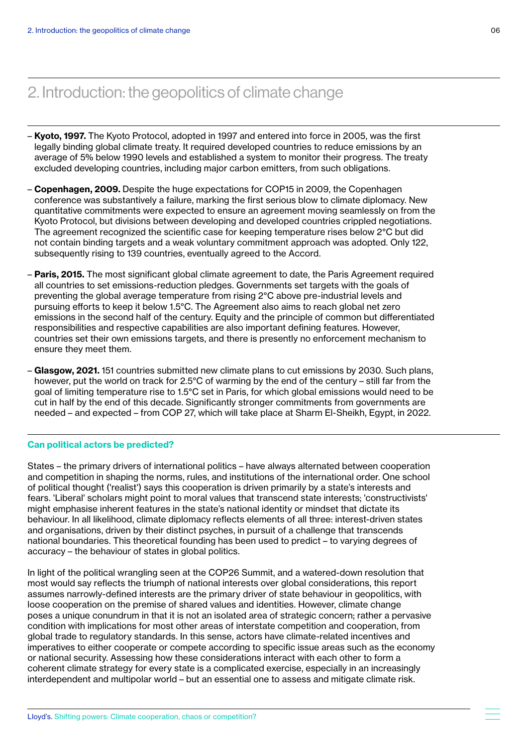## 2. Introduction: the geopolitics of climate change

- **Kyoto, 1997.** The Kyoto Protocol, adopted in 1997 and entered into force in 2005, was the first legally binding global climate treaty. It required developed countries to reduce emissions by an average of 5% below 1990 levels and established a system to monitor their progress. The treaty excluded developing countries, including major carbon emitters, from such obligations.
- **Copenhagen, 2009.** Despite the huge expectations for COP15 in 2009, the Copenhagen conference was substantively a failure, marking the first serious blow to climate diplomacy. New quantitative commitments were expected to ensure an agreement moving seamlessly on from the Kyoto Protocol, but divisions between developing and developed countries crippled negotiations. The agreement recognized the scientific case for keeping temperature rises below 2°C but did not contain binding targets and a weak voluntary commitment approach was adopted. Only 122, subsequently rising to 139 countries, eventually agreed to the Accord.
- **Paris, 2015.** The most significant global climate agreement to date, the Paris Agreement required all countries to set emissions-reduction pledges. Governments set targets with the goals of preventing the global average temperature from rising 2°C above pre-industrial levels and pursuing efforts to keep it below 1.5°C. The Agreement also aims to reach global net zero emissions in the second half of the century. Equity and the principle of common but differentiated responsibilities and respective capabilities are also important defining features. However, countries set their own emissions targets, and there is presently no enforcement mechanism to ensure they meet them.
- **Glasgow, 2021.** 151 countries submitted new climate plans to cut emissions by 2030. Such plans, however, put the world on track for 2.5°C of warming by the end of the century – still far from the goal of limiting temperature rise to 1.5°C set in Paris, for which global emissions would need to be cut in half by the end of this decade. Significantly stronger commitments from governments are needed – and expected – from COP 27, which will take place at Sharm El-Sheikh, Egypt, in 2022.

### Can political actors be predicted?

States – the primary drivers of international politics – have always alternated between cooperation and competition in shaping the norms, rules, and institutions of the international order. One school of political thought ('realist') says this cooperation is driven primarily by a state's interests and fears. 'Liberal' scholars might point to moral values that transcend state interests; 'constructivists' might emphasise inherent features in the state's national identity or mindset that dictate its behaviour. In all likelihood, climate diplomacy reflects elements of all three: interest-driven states and organisations, driven by their distinct psyches, in pursuit of a challenge that transcends national boundaries. This theoretical founding has been used to predict – to varying degrees of accuracy – the behaviour of states in global politics.

In light of the political wrangling seen at the COP26 Summit, and a watered-down resolution that most would say reflects the triumph of national interests over global considerations, this report assumes narrowly-defined interests are the primary driver of state behaviour in geopolitics, with loose cooperation on the premise of shared values and identities. However, climate change poses a unique conundrum in that it is not an isolated area of strategic concern; rather a pervasive condition with implications for most other areas of interstate competition and cooperation, from global trade to regulatory standards. In this sense, actors have climate-related incentives and imperatives to either cooperate or compete according to specific issue areas such as the economy or national security. Assessing how these considerations interact with each other to form a coherent climate strategy for every state is a complicated exercise, especially in an increasingly interdependent and multipolar world – but an essential one to assess and mitigate climate risk.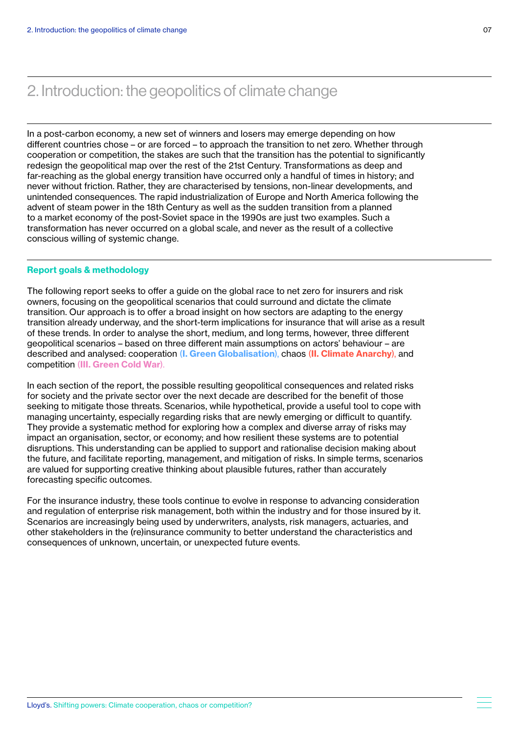# 2. Introduction: the geopolitics of climate change

In a post-carbon economy, a new set of winners and losers may emerge depending on how different countries chose – or are forced – to approach the transition to net zero. Whether through cooperation or competition, the stakes are such that the transition has the potential to significantly redesign the geopolitical map over the rest of the 21st Century. Transformations as deep and far-reaching as the global energy transition have occurred only a handful of times in history; and never without friction. Rather, they are characterised by tensions, non-linear developments, and unintended consequences. The rapid industrialization of Europe and North America following the advent of steam power in the 18th Century as well as the sudden transition from a planned to a market economy of the post-Soviet space in the 1990s are just two examples. Such a transformation has never occurred on a global scale, and never as the result of a collective conscious willing of systemic change.

## Report goals & methodology

The following report seeks to offer a guide on the global race to net zero for insurers and risk owners, focusing on the geopolitical scenarios that could surround and dictate the climate transition. Our approach is to offer a broad insight on how sectors are adapting to the energy transition already underway, and the short-term implications for insurance that will arise as a result of these trends. In order to analyse the short, medium, and long terms, however, three different geopolitical scenarios – based on three different main assumptions on actors' behaviour – are described and analysed: cooperation **(I. Green Globalisation)**, chaos **(II. Climate Anarchy)**, and competition **(III. Green Cold War)**.

In each section of the report, the possible resulting geopolitical consequences and related risks for society and the private sector over the next decade are described for the benefit of those seeking to mitigate those threats. Scenarios, while hypothetical, provide a useful tool to cope with managing uncertainty, especially regarding risks that are newly emerging or difficult to quantify. They provide a systematic method for exploring how a complex and diverse array of risks may impact an organisation, sector, or economy; and how resilient these systems are to potential disruptions. This understanding can be applied to support and rationalise decision making about the future, and facilitate reporting, management, and mitigation of risks. In simple terms, scenarios are valued for supporting creative thinking about plausible futures, rather than accurately forecasting specific outcomes.

For the insurance industry, these tools continue to evolve in response to advancing consideration and regulation of enterprise risk management, both within the industry and for those insured by it. Scenarios are increasingly being used by underwriters, analysts, risk managers, actuaries, and other stakeholders in the (re)insurance community to better understand the characteristics and consequences of unknown, uncertain, or unexpected future events.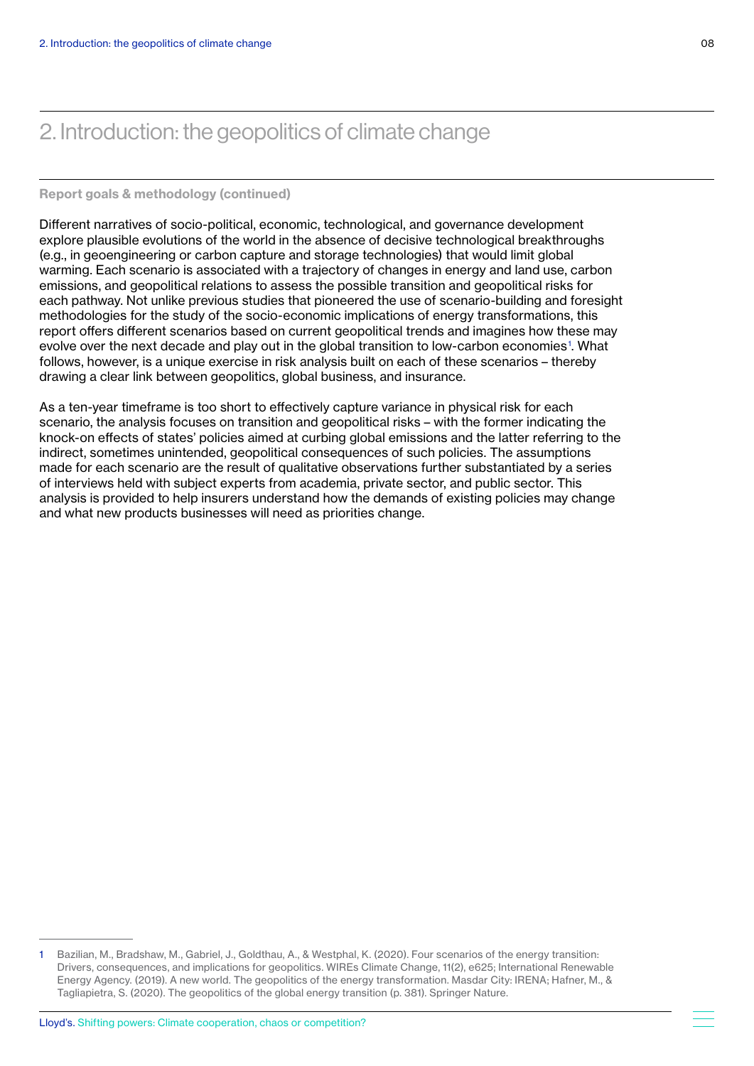# 2. Introduction: the geopolitics of climate change

### Report goals & methodology (continued)

Different narratives of socio-political, economic, technological, and governance development explore plausible evolutions of the world in the absence of decisive technological breakthroughs (e.g., in geoengineering or carbon capture and storage technologies) that would limit global warming. Each scenario is associated with a trajectory of changes in energy and land use, carbon emissions, and geopolitical relations to assess the possible transition and geopolitical risks for each pathway. Not unlike previous studies that pioneered the use of scenario-building and foresight methodologies for the study of the socio-economic implications of energy transformations, this report offers different scenarios based on current geopolitical trends and imagines how these may evolve over the next decade and play out in the global transition to low-carbon economies[1]. What follows, however, is a unique exercise in risk analysis built on each of these scenarios – thereby drawing a clear link between geopolitics, global business, and insurance.

As a ten-year timeframe is too short to effectively capture variance in physical risk for each scenario, the analysis focuses on transition and geopolitical risks – with the former indicating the knock-on effects of states' policies aimed at curbing global emissions and the latter referring to the indirect, sometimes unintended, geopolitical consequences of such policies. The assumptions made for each scenario are the result of qualitative observations further substantiated by a series of interviews held with subject experts from academia, private sector, and public sector. This analysis is provided to help insurers understand how the demands of existing policies may change and what new products businesses will need as priorities change.

---

1 Bazilian, M., Bradshaw, M., Gabriel, J., Goldthau, A., & Westphal, K. (2020). Four scenarios of the energy transition: Drivers, consequences, and implications for geopolitics. WIREs Climate Change, 11(2), e625; International Renewable Energy Agency. (2019). A new world. The geopolitics of the energy transformation. Masdar City: IRENA; Hafner, M., & Tagliapietra, S. (2020). The geopolitics of the global energy transition (p. 381). Springer Nature.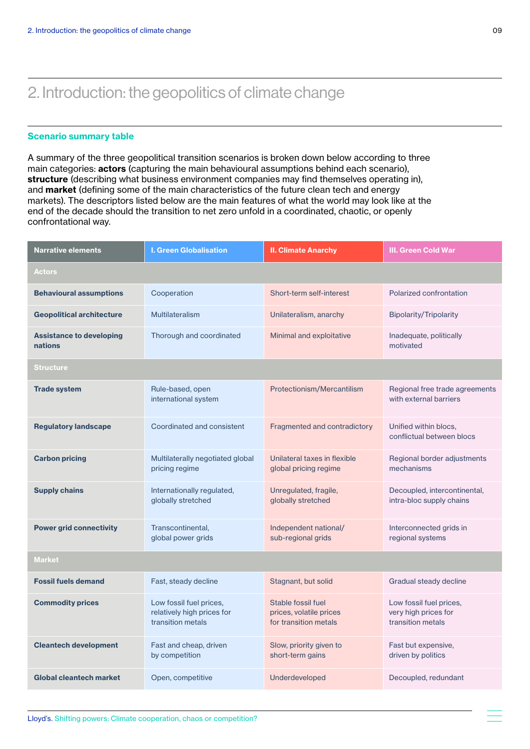# 2. Introduction: the geopolitics of climate change

## Scenario summary table

A summary of the three geopolitical transition scenarios is broken down below according to three main categories: **actors** (capturing the main behavioural assumptions behind each scenario), **structure** (describing what business environment companies may find themselves operating in), and **market** (defining some of the main characteristics of the future clean tech and energy markets). The descriptors listed below are the main features of what the world may look like at the end of the decade should the transition to net zero unfold in a coordinated, chaotic, or openly confrontational way.

| Narrative elements | I. Green Globalisation | II. Climate Anarchy | III. Green Cold War |
|---|---|---|---|
| **Actors** | | | |
| **Behavioural assumptions** | Cooperation | Short-term self-interest | Polarized confrontation |
| **Geopolitical architecture** | Multilateralism | Unilateralism, anarchy | Bipolarity/Tripolarity |
| **Assistance to developing nations** | Thorough and coordinated | Minimal and exploitative | Inadequate, politically motivated |
| **Structure** | | | |
| **Trade system** | Rule-based, open international system | Protectionism/Mercantilism | Regional free trade agreements with external barriers |
| **Regulatory landscape** | Coordinated and consistent | Fragmented and contradictory | Unified within blocs, conflictual between blocs |
| **Carbon pricing** | Multilaterally negotiated global pricing regime | Unilateral taxes in flexible global pricing regime | Regional border adjustments mechanisms |
| **Supply chains** | Internationally regulated, globally stretched | Unregulated, fragile, globally stretched | Decoupled, intercontinental, intra-bloc supply chains |
| **Power grid connectivity** | Transcontinental, global power grids | Independent national/sub-regional grids | Interconnected grids in regional systems |
| **Market** | | | |
| **Fossil fuels demand** | Fast, steady decline | Stagnant, but solid | Gradual steady decline |
| **Commodity prices** | Low fossil fuel prices, relatively high prices for transition metals | Stable fossil fuel prices, volatile prices for transition metals | Low fossil fuel prices, very high prices for transition metals |
| **Cleantech development** | Fast and cheap, driven by competition | Slow, priority given to short-term gains | Fast but expensive, driven by politics |
| **Global cleantech market** | Open, competitive | Underdeveloped | Decoupled, redundant |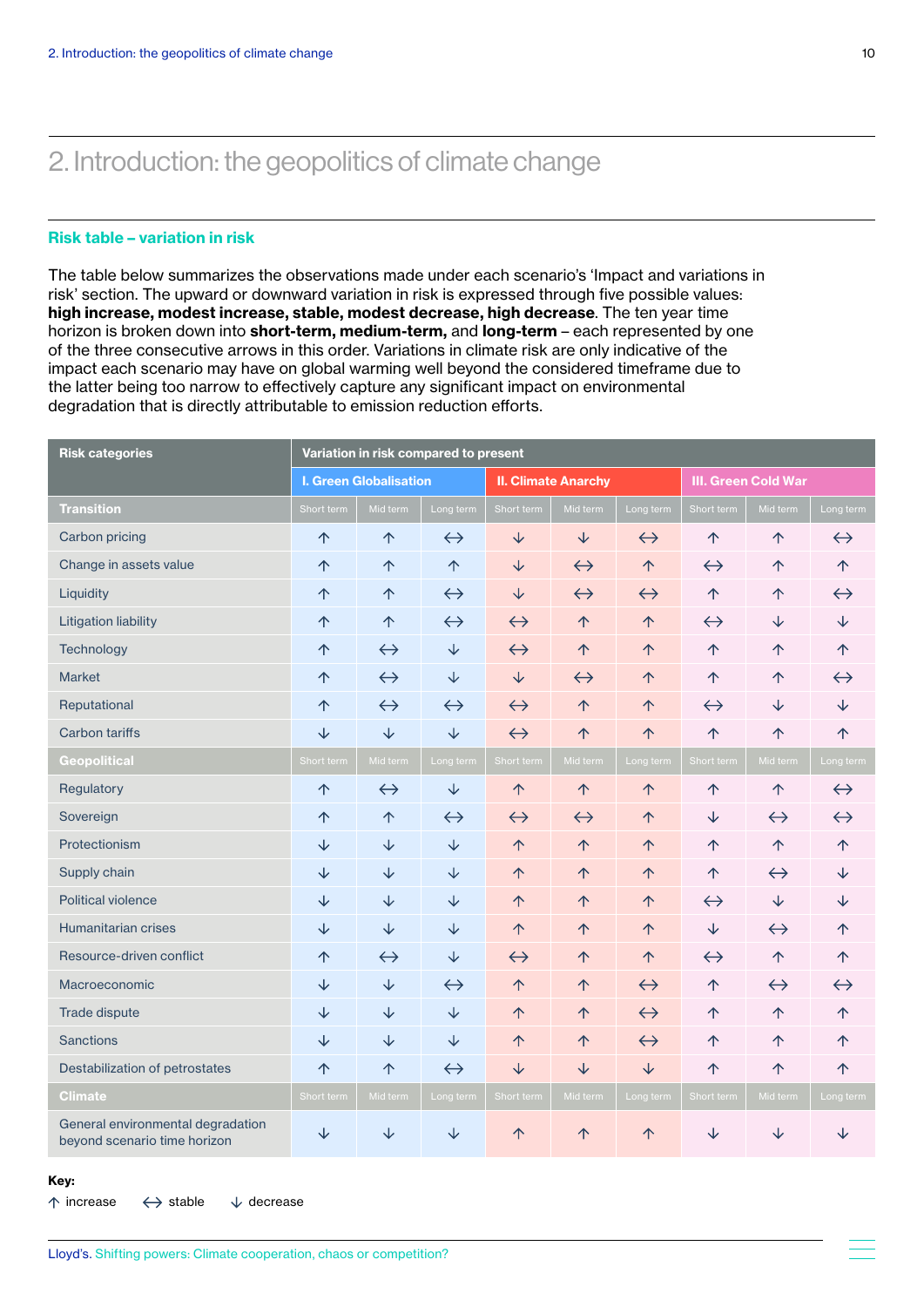# 2. Introduction: the geopolitics of climate change

## Risk table – variation in risk

The table below summarizes the observations made under each scenario's 'Impact and variations in risk' section. The upward or downward variation in risk is expressed through five possible values: **high increase, modest increase, stable, modest decrease, high decrease**. The ten year time horizon is broken down into **short-term, medium-term,** and **long-term** – each represented by one of the three consecutive arrows in this order. Variations in climate risk are only indicative of the impact each scenario may have on global warming well beyond the considered timeframe due to the latter being too narrow to effectively capture any significant impact on environmental degradation that is directly attributable to emission reduction efforts.

| Risk categories | Variation in risk compared to present | | | | | | | | |
|---|---|---|---|---|---|---|---|---|---|
| | I. Green Globalisation | | | II. Climate Anarchy | | | III. Green Cold War | | |
| **Transition** | Short term | Mid term | Long term | Short term | Mid term | Long term | Short term | Mid term | Long term |
| Carbon pricing | ↑ | ↑ | ↔ | ↓ | ↓ | ↔ | ↑ | ↑ | ↔ |
| Change in assets value | ↑ | ↑ | ↑ | ↓ | ↔ | ↑ | ↔ | ↑ | ↑ |
| Liquidity | ↑ | ↑ | ↔ | ↓ | ↔ | ↔ | ↑ | ↑ | ↔ |
| Litigation liability | ↑ | ↑ | ↔ | ↔ | ↑ | ↑ | ↔ | ↓ | ↓ |
| Technology | ↑ | ↔ | ↓ | ↔ | ↑ | ↑ | ↑ | ↑ | ↑ |
| Market | ↑ | ↔ | ↓ | ↓ | ↔ | ↑ | ↑ | ↑ | ↔ |
| Reputational | ↑ | ↔ | ↔ | ↔ | ↑ | ↑ | ↔ | ↓ | ↓ |
| Carbon tariffs | ↓ | ↓ | ↓ | ↔ | ↑ | ↑ | ↑ | ↑ | ↑ |
| **Geopolitical** | Short term | Mid term | Long term | Short term | Mid term | Long term | Short term | Mid term | Long term |
| Regulatory | ↑ | ↔ | ↓ | ↑ | ↑ | ↑ | ↑ | ↑ | ↔ |
| Sovereign | ↑ | ↑ | ↔ | ↔ | ↔ | ↑ | ↓ | ↔ | ↔ |
| Protectionism | ↓ | ↓ | ↓ | ↑ | ↑ | ↑ | ↑ | ↑ | ↑ |
| Supply chain | ↓ | ↓ | ↓ | ↑ | ↑ | ↑ | ↑ | ↔ | ↓ |
| Political violence | ↓ | ↓ | ↓ | ↑ | ↑ | ↑ | ↔ | ↓ | ↓ |
| Humanitarian crises | ↓ | ↓ | ↓ | ↑ | ↑ | ↑ | ↓ | ↔ | ↑ |
| Resource-driven conflict | ↑ | ↔ | ↓ | ↔ | ↑ | ↑ | ↔ | ↑ | ↑ |
| Macroeconomic | ↓ | ↓ | ↔ | ↑ | ↑ | ↔ | ↑ | ↔ | ↔ |
| Trade dispute | ↓ | ↓ | ↓ | ↑ | ↑ | ↔ | ↑ | ↑ | ↑ |
| Sanctions | ↓ | ↓ | ↓ | ↑ | ↑ | ↔ | ↑ | ↑ | ↑ |
| Destabilization of petrostates | ↑ | ↑ | ↔ | ↓ | ↓ | ↓ | ↑ | ↑ | ↑ |
| **Climate** | Short term | Mid term | Long term | Short term | Mid term | Long term | Short term | Mid term | Long term |
| General environmental degradation beyond scenario time horizon | ↓ | ↓ | ↓ | ↑ | ↑ | ↑ | ↓ | ↓ | ↓ |

**Key:**
↑ increase ↔ stable ↓ decrease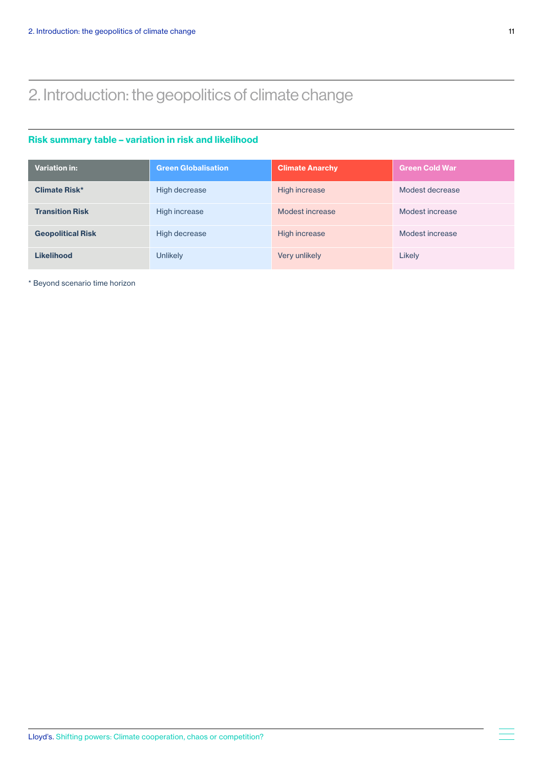## 2. Introduction: the geopolitics of climate change

### Risk summary table – variation in risk and likelihood

| Variation in: | Green Globalisation | Climate Anarchy | Green Cold War |
|---|---|---|---|
| **Climate Risk*** | High decrease | High increase | Modest decrease |
| **Transition Risk** | High increase | Modest increase | Modest increase |
| **Geopolitical Risk** | High decrease | High increase | Modest increase |
| **Likelihood** | Unlikely | Very unlikely | Likely |

* Beyond scenario time horizon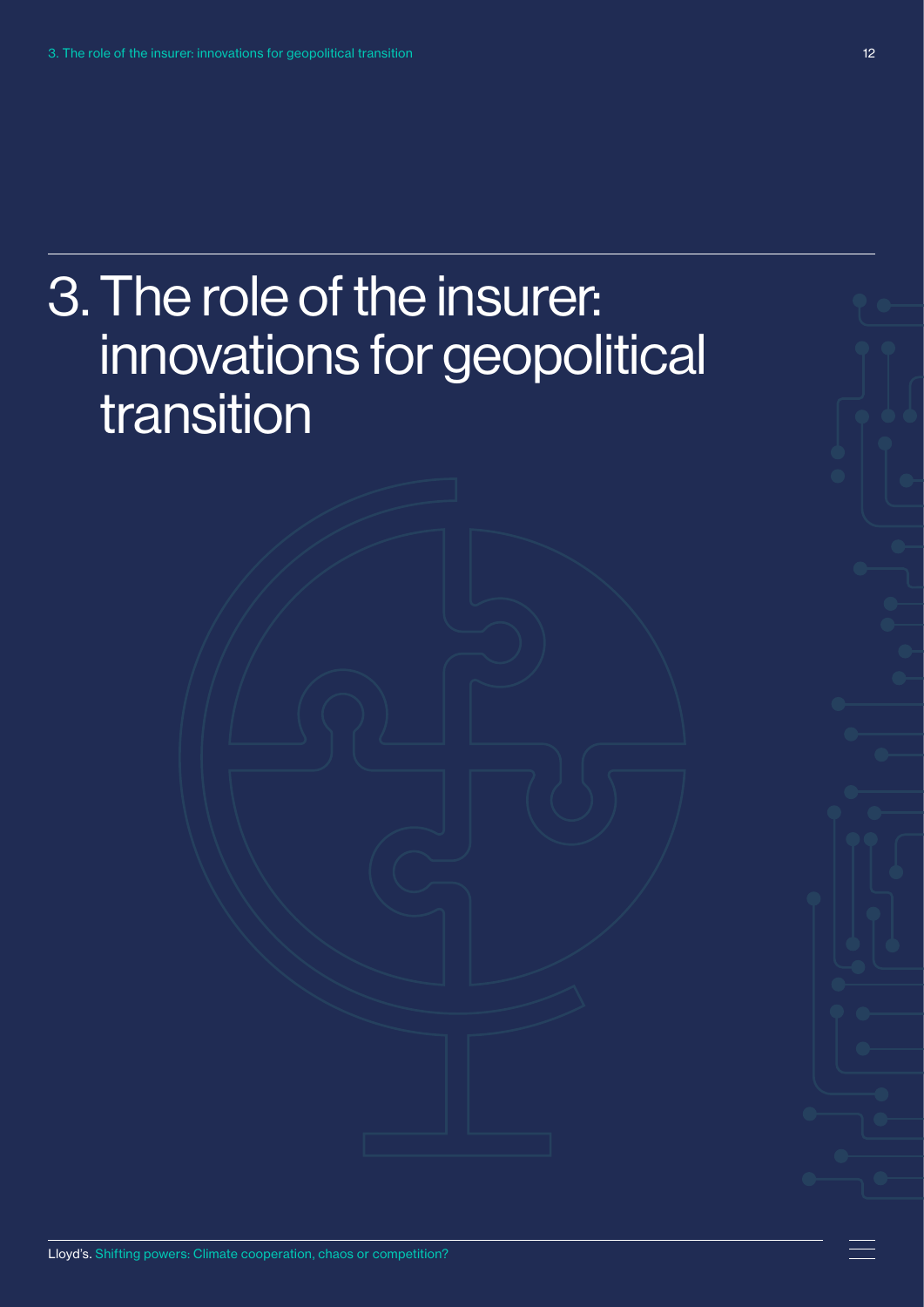# 3. The role of the insurer: innovations for geopolitical transition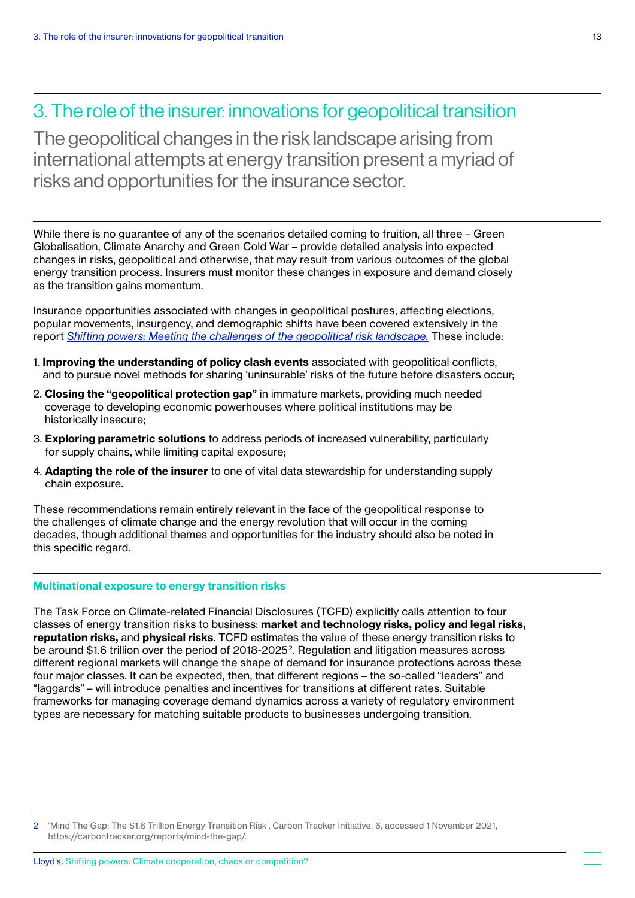# 3. The role of the insurer: innovations for geopolitical transition

## The geopolitical changes in the risk landscape arising from international attempts at energy transition present a myriad of risks and opportunities for the insurance sector.

While there is no guarantee of any of the scenarios detailed coming to fruition, all three – Green Globalisation, Climate Anarchy and Green Cold War – provide detailed analysis into expected changes in risks, geopolitical and otherwise, that may result from various outcomes of the global energy transition process. Insurers must monitor these changes in exposure and demand closely as the transition gains momentum.

Insurance opportunities associated with changes in geopolitical postures, affecting elections, popular movements, insurgency, and demographic shifts have been covered extensively in the report *Shifting powers: Meeting the challenges of the geopolitical risk landscape.* These include:

1. **Improving the understanding of policy clash events** associated with geopolitical conflicts, and to pursue novel methods for sharing 'uninsurable' risks of the future before disasters occur;
2. **Closing the "geopolitical protection gap"** in immature markets, providing much needed coverage to developing economic powerhouses where political institutions may be historically insecure;
3. **Exploring parametric solutions** to address periods of increased vulnerability, particularly for supply chains, while limiting capital exposure;
4. **Adapting the role of the insurer** to one of vital data stewardship for understanding supply chain exposure.

These recommendations remain entirely relevant in the face of the geopolitical response to the challenges of climate change and the energy revolution that will occur in the coming decades, though additional themes and opportunities for the industry should also be noted in this specific regard.

### Multinational exposure to energy transition risks

The Task Force on Climate-related Financial Disclosures (TCFD) explicitly calls attention to four classes of energy transition risks to business: **market and technology risks, policy and legal risks, reputation risks,** and **physical risks**. TCFD estimates the value of these energy transition risks to be around $1.6 trillion over the period of 2018-2025[2]. Regulation and litigation measures across different regional markets will change the shape of demand for insurance protections across these four major classes. It can be expected, then, that different regions – the so-called "leaders" and "laggards" – will introduce penalties and incentives for transitions at different rates. Suitable frameworks for managing coverage demand dynamics across a variety of regulatory environment types are necessary for matching suitable products to businesses undergoing transition.

---

2 'Mind The Gap: The $1.6 Trillion Energy Transition Risk', Carbon Tracker Initiative, 6, accessed 1 November 2021, https://carbontracker.org/reports/mind-the-gap/.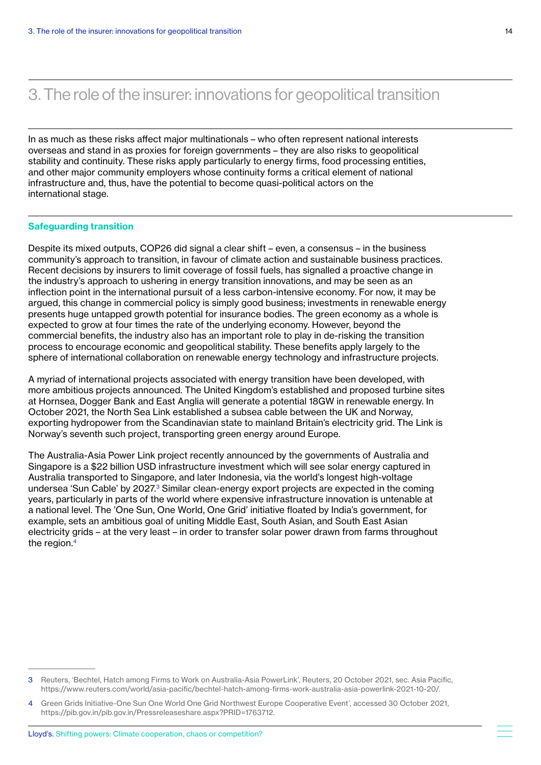# 3. The role of the insurer: innovations for geopolitical transition

In as much as these risks affect major multinationals – who often represent national interests overseas and stand in as proxies for foreign governments – they are also risks to geopolitical stability and continuity. These risks apply particularly to energy firms, food processing entities, and other major community employers whose continuity forms a critical element of national infrastructure and, thus, have the potential to become quasi-political actors on the international stage.

### Safeguarding transition

Despite its mixed outputs, COP26 did signal a clear shift – even, a consensus – in the business community's approach to transition, in favour of climate action and sustainable business practices. Recent decisions by insurers to limit coverage of fossil fuels, has signalled a proactive change in the industry's approach to ushering in energy transition innovations, and may be seen as an inflection point in the international pursuit of a less carbon-intensive economy. For now, it may be argued, this change in commercial policy is simply good business; investments in renewable energy presents huge untapped growth potential for insurance bodies. The green economy as a whole is expected to grow at four times the rate of the underlying economy. However, beyond the commercial benefits, the industry also has an important role to play in de-risking the transition process to encourage economic and geopolitical stability. These benefits apply largely to the sphere of international collaboration on renewable energy technology and infrastructure projects.

A myriad of international projects associated with energy transition have been developed, with more ambitious projects announced. The United Kingdom's established and proposed turbine sites at Hornsea, Dogger Bank and East Anglia will generate a potential 18GW in renewable energy. In October 2021, the North Sea Link established a subsea cable between the UK and Norway, exporting hydropower from the Scandinavian state to mainland Britain's electricity grid. The Link is Norway's seventh such project, transporting green energy around Europe.

The Australia-Asia Power Link project recently announced by the governments of Australia and Singapore is a $22 billion USD infrastructure investment which will see solar energy captured in Australia transported to Singapore, and later Indonesia, via the world's longest high-voltage undersea 'Sun Cable' by 2027.[3] Similar clean-energy export projects are expected in the coming years, particularly in parts of the world where expensive infrastructure innovation is untenable at a national level. The 'One Sun, One World, One Grid' initiative floated by India's government, for example, sets an ambitious goal of uniting Middle East, South Asian, and South East Asian electricity grids – at the very least – in order to transfer solar power drawn from farms throughout the region.[4]

---

3 Reuters, 'Bechtel, Hatch among Firms to Work on Australia-Asia PowerLink', Reuters, 20 October 2021, sec. Asia Pacific, https://www.reuters.com/world/asia-pacific/bechtel-hatch-among-firms-work-australia-asia-powerlink-2021-10-20/.

4 Green Grids Initiative-One Sun One World One Grid Northwest Europe Cooperative Event', accessed 30 October 2021, https://pib.gov.in/pib.gov.in/Pressreleaseshare.aspx?PRID=1763712.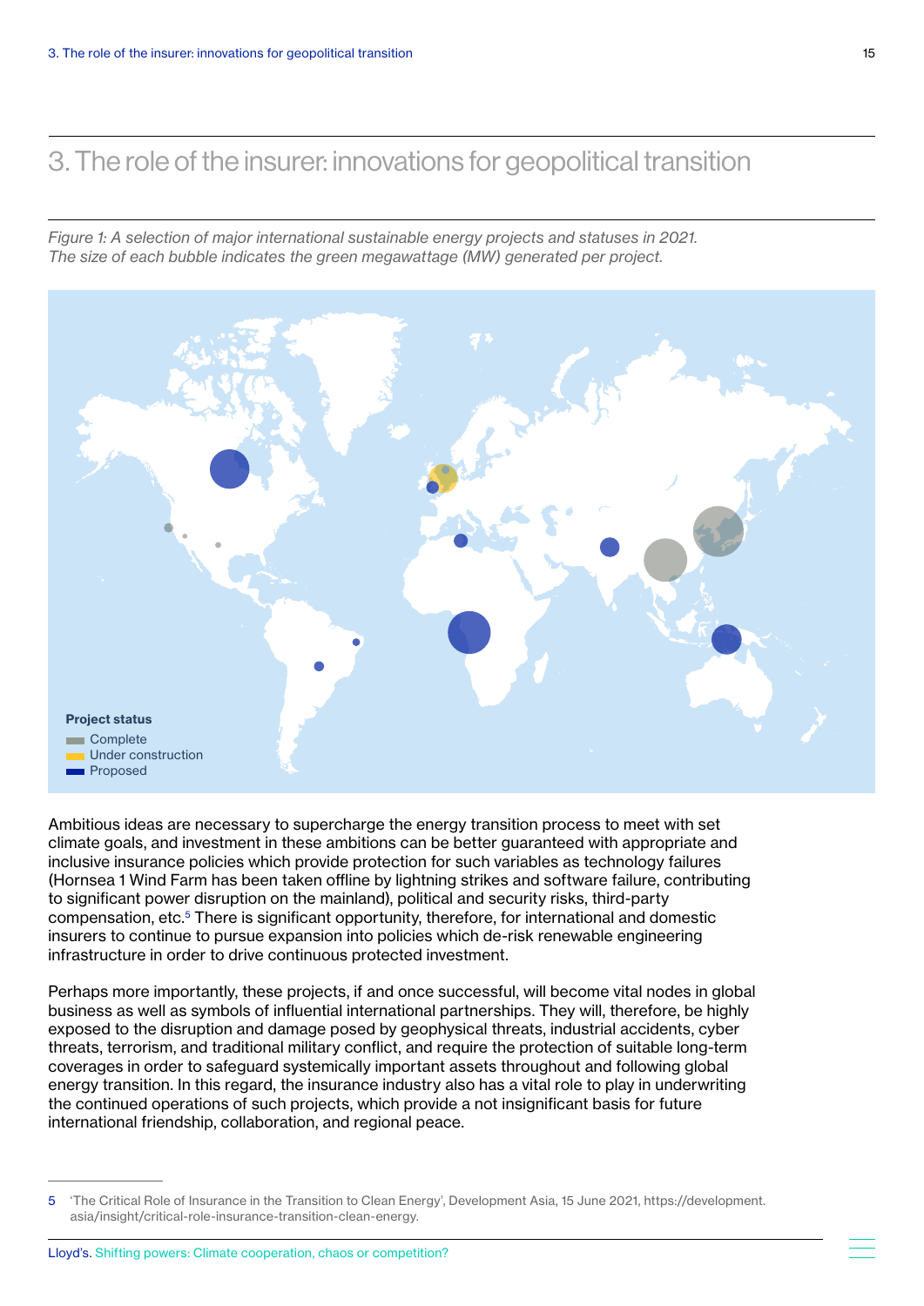# 3. The role of the insurer: innovations for geopolitical transition

*Figure 1: A selection of major international sustainable energy projects and statuses in 2021. The size of each bubble indicates the green megawattage (MW) generated per project.*

**Project status**
- Complete
- Under construction
- Proposed

Ambitious ideas are necessary to supercharge the energy transition process to meet with set climate goals, and investment in these ambitions can be better guaranteed with appropriate and inclusive insurance policies which provide protection for such variables as technology failures (Hornsea 1 Wind Farm has been taken offline by lightning strikes and software failure, contributing to significant power disruption on the mainland), political and security risks, third-party compensation, etc.[5] There is significant opportunity, therefore, for international and domestic insurers to continue to pursue expansion into policies which de-risk renewable engineering infrastructure in order to drive continuous protected investment.

Perhaps more importantly, these projects, if and once successful, will become vital nodes in global business as well as symbols of influential international partnerships. They will, therefore, be highly exposed to the disruption and damage posed by geophysical threats, industrial accidents, cyber threats, terrorism, and traditional military conflict, and require the protection of suitable long-term coverages in order to safeguard systemically important assets throughout and following global energy transition. In this regard, the insurance industry also has a vital role to play in underwriting the continued operations of such projects, which provide a not insignificant basis for future international friendship, collaboration, and regional peace.

---

5 'The Critical Role of Insurance in the Transition to Clean Energy', Development Asia, 15 June 2021, https://development.asia/insight/critical-role-insurance-transition-clean-energy.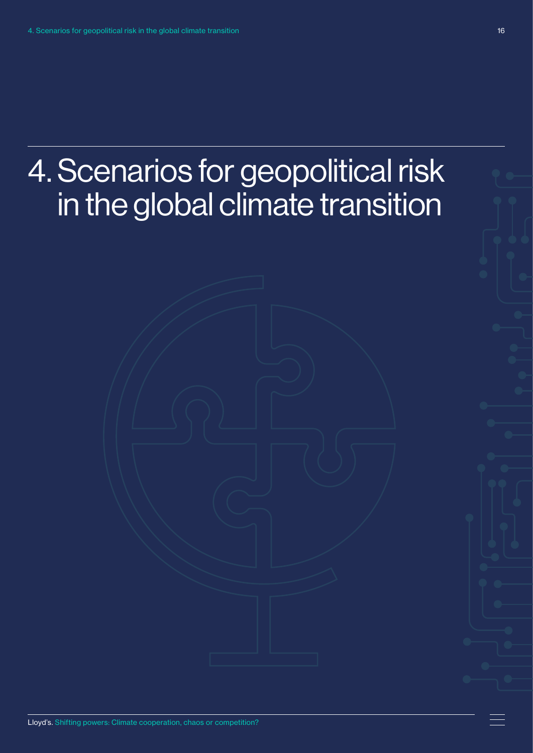# 4. Scenarios for geopolitical risk in the global climate transition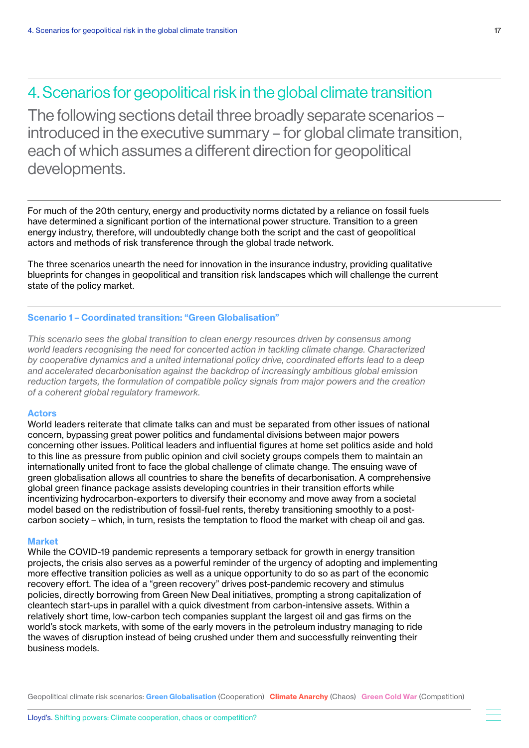# 4. Scenarios for geopolitical risk in the global climate transition

The following sections detail three broadly separate scenarios – introduced in the executive summary – for global climate transition, each of which assumes a different direction for geopolitical developments.

For much of the 20th century, energy and productivity norms dictated by a reliance on fossil fuels have determined a significant portion of the international power structure. Transition to a green energy industry, therefore, will undoubtedly change both the script and the cast of geopolitical actors and methods of risk transference through the global trade network.

The three scenarios unearth the need for innovation in the insurance industry, providing qualitative blueprints for changes in geopolitical and transition risk landscapes which will challenge the current state of the policy market.

## Scenario 1 – Coordinated transition: "Green Globalisation"

*This scenario sees the global transition to clean energy resources driven by consensus among world leaders recognising the need for concerted action in tackling climate change. Characterized by cooperative dynamics and a united international policy drive, coordinated efforts lead to a deep and accelerated decarbonisation against the backdrop of increasingly ambitious global emission reduction targets, the formulation of compatible policy signals from major powers and the creation of a coherent global regulatory framework.*

### Actors

World leaders reiterate that climate talks can and must be separated from other issues of national concern, bypassing great power politics and fundamental divisions between major powers concerning other issues. Political leaders and influential figures at home set politics aside and hold to this line as pressure from public opinion and civil society groups compels them to maintain an internationally united front to face the global challenge of climate change. The ensuing wave of green globalisation allows all countries to share the benefits of decarbonisation. A comprehensive global green finance package assists developing countries in their transition efforts while incentivizing hydrocarbon-exporters to diversify their economy and move away from a societal model based on the redistribution of fossil-fuel rents, thereby transitioning smoothly to a post-carbon society – which, in turn, resists the temptation to flood the market with cheap oil and gas.

### Market

While the COVID-19 pandemic represents a temporary setback for growth in energy transition projects, the crisis also serves as a powerful reminder of the urgency of adopting and implementing more effective transition policies as well as a unique opportunity to do so as part of the economic recovery effort. The idea of a "green recovery" drives post-pandemic recovery and stimulus policies, directly borrowing from Green New Deal initiatives, prompting a strong capitalization of cleantech start-ups in parallel with a quick divestment from carbon-intensive assets. Within a relatively short time, low-carbon tech companies supplant the largest oil and gas firms on the world's stock markets, with some of the early movers in the petroleum industry managing to ride the waves of disruption instead of being crushed under them and successfully reinventing their business models.

Geopolitical climate risk scenarios: **Green Globalisation** (Cooperation) **Climate Anarchy** (Chaos) **Green Cold War** (Competition)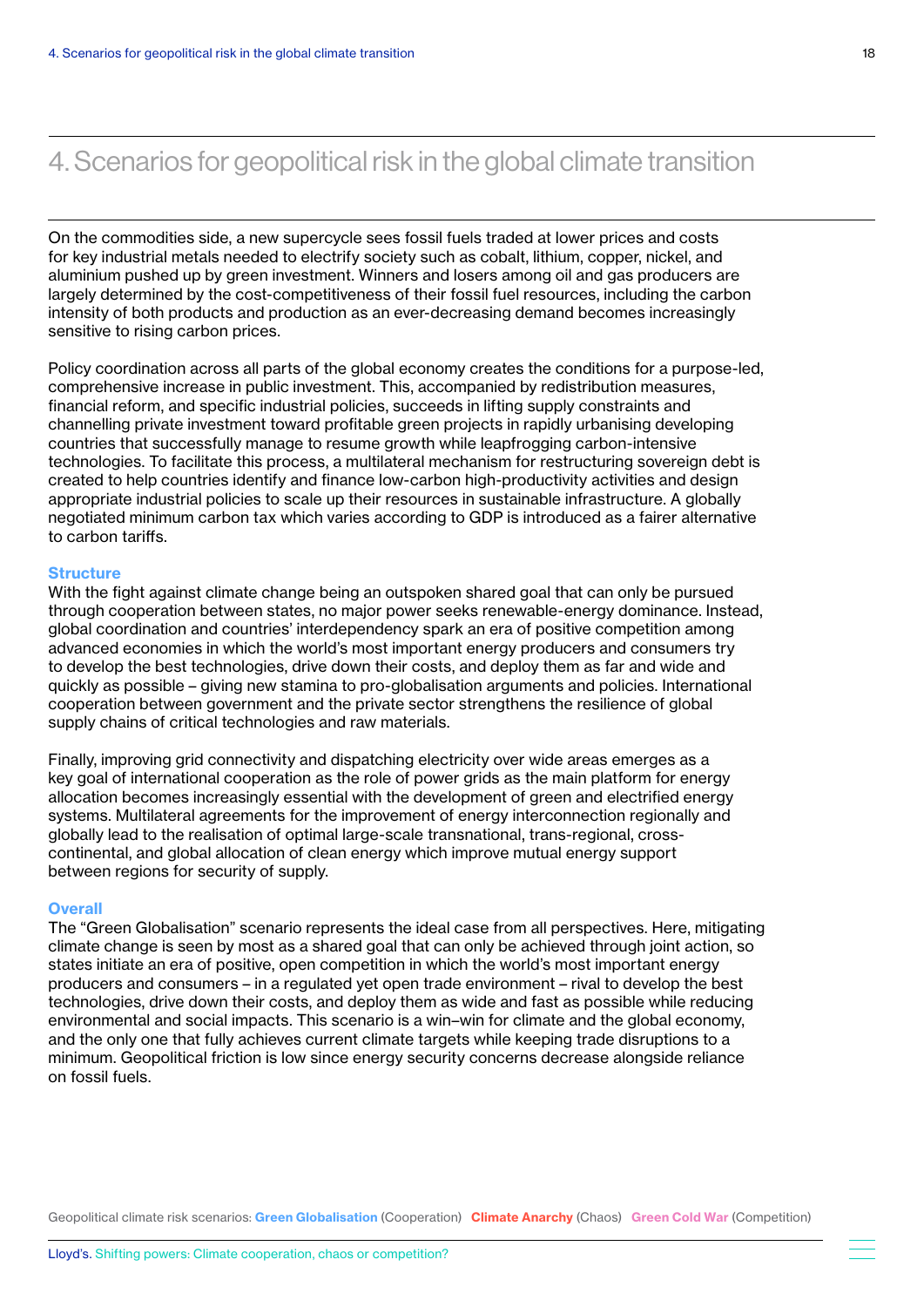# 4. Scenarios for geopolitical risk in the global climate transition

On the commodities side, a new supercycle sees fossil fuels traded at lower prices and costs for key industrial metals needed to electrify society such as cobalt, lithium, copper, nickel, and aluminium pushed up by green investment. Winners and losers among oil and gas producers are largely determined by the cost-competitiveness of their fossil fuel resources, including the carbon intensity of both products and production as an ever-decreasing demand becomes increasingly sensitive to rising carbon prices.

Policy coordination across all parts of the global economy creates the conditions for a purpose-led, comprehensive increase in public investment. This, accompanied by redistribution measures, financial reform, and specific industrial policies, succeeds in lifting supply constraints and channelling private investment toward profitable green projects in rapidly urbanising developing countries that successfully manage to resume growth while leapfrogging carbon-intensive technologies. To facilitate this process, a multilateral mechanism for restructuring sovereign debt is created to help countries identify and finance low-carbon high-productivity activities and design appropriate industrial policies to scale up their resources in sustainable infrastructure. A globally negotiated minimum carbon tax which varies according to GDP is introduced as a fairer alternative to carbon tariffs.

**Structure**

With the fight against climate change being an outspoken shared goal that can only be pursued through cooperation between states, no major power seeks renewable-energy dominance. Instead, global coordination and countries' interdependency spark an era of positive competition among advanced economies in which the world's most important energy producers and consumers try to develop the best technologies, drive down their costs, and deploy them as far and wide and quickly as possible – giving new stamina to pro-globalisation arguments and policies. International cooperation between government and the private sector strengthens the resilience of global supply chains of critical technologies and raw materials.

Finally, improving grid connectivity and dispatching electricity over wide areas emerges as a key goal of international cooperation as the role of power grids as the main platform for energy allocation becomes increasingly essential with the development of green and electrified energy systems. Multilateral agreements for the improvement of energy interconnection regionally and globally lead to the realisation of optimal large-scale transnational, trans-regional, cross-continental, and global allocation of clean energy which improve mutual energy support between regions for security of supply.

**Overall**

The "Green Globalisation" scenario represents the ideal case from all perspectives. Here, mitigating climate change is seen by most as a shared goal that can only be achieved through joint action, so states initiate an era of positive, open competition in which the world's most important energy producers and consumers – in a regulated yet open trade environment – rival to develop the best technologies, drive down their costs, and deploy them as wide and fast as possible while reducing environmental and social impacts. This scenario is a win–win for climate and the global economy, and the only one that fully achieves current climate targets while keeping trade disruptions to a minimum. Geopolitical friction is low since energy security concerns decrease alongside reliance on fossil fuels.

Geopolitical climate risk scenarios: **Green Globalisation** (Cooperation) **Climate Anarchy** (Chaos) **Green Cold War** (Competition)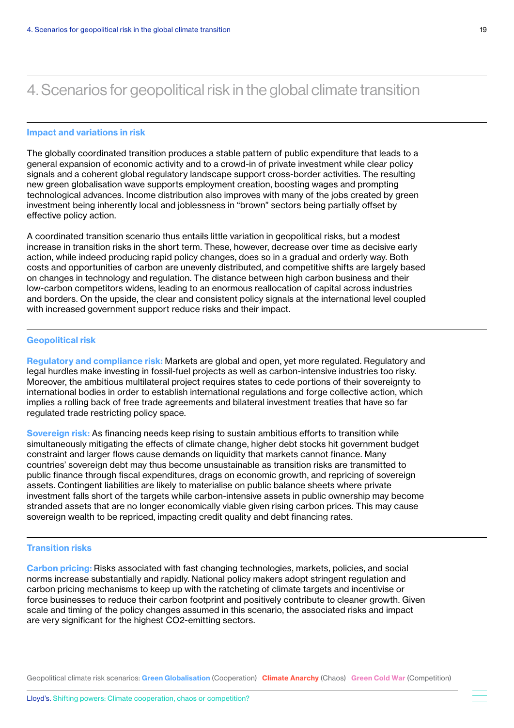# 4. Scenarios for geopolitical risk in the global climate transition

### Impact and variations in risk

The globally coordinated transition produces a stable pattern of public expenditure that leads to a general expansion of economic activity and to a crowd-in of private investment while clear policy signals and a coherent global regulatory landscape support cross-border activities. The resulting new green globalisation wave supports employment creation, boosting wages and prompting technological advances. Income distribution also improves with many of the jobs created by green investment being inherently local and joblessness in "brown" sectors being partially offset by effective policy action.

A coordinated transition scenario thus entails little variation in geopolitical risks, but a modest increase in transition risks in the short term. These, however, decrease over time as decisive early action, while indeed producing rapid policy changes, does so in a gradual and orderly way. Both costs and opportunities of carbon are unevenly distributed, and competitive shifts are largely based on changes in technology and regulation. The distance between high carbon business and their low-carbon competitors widens, leading to an enormous reallocation of capital across industries and borders. On the upside, the clear and consistent policy signals at the international level coupled with increased government support reduce risks and their impact.

### Geopolitical risk

**Regulatory and compliance risk:** Markets are global and open, yet more regulated. Regulatory and legal hurdles make investing in fossil-fuel projects as well as carbon-intensive industries too risky. Moreover, the ambitious multilateral project requires states to cede portions of their sovereignty to international bodies in order to establish international regulations and forge collective action, which implies a rolling back of free trade agreements and bilateral investment treaties that have so far regulated trade restricting policy space.

**Sovereign risk:** As financing needs keep rising to sustain ambitious efforts to transition while simultaneously mitigating the effects of climate change, higher debt stocks hit government budget constraint and larger flows cause demands on liquidity that markets cannot finance. Many countries' sovereign debt may thus become unsustainable as transition risks are transmitted to public finance through fiscal expenditures, drags on economic growth, and repricing of sovereign assets. Contingent liabilities are likely to materialise on public balance sheets where private investment falls short of the targets while carbon-intensive assets in public ownership may become stranded assets that are no longer economically viable given rising carbon prices. This may cause sovereign wealth to be repriced, impacting credit quality and debt financing rates.

### Transition risks

**Carbon pricing:** Risks associated with fast changing technologies, markets, policies, and social norms increase substantially and rapidly. National policy makers adopt stringent regulation and carbon pricing mechanisms to keep up with the ratcheting of climate targets and incentivise or force businesses to reduce their carbon footprint and positively contribute to cleaner growth. Given scale and timing of the policy changes assumed in this scenario, the associated risks and impact are very significant for the highest $CO_2$-emitting sectors.

Geopolitical climate risk scenarios: **Green Globalisation** (Cooperation) **Climate Anarchy** (Chaos) **Green Cold War** (Competition)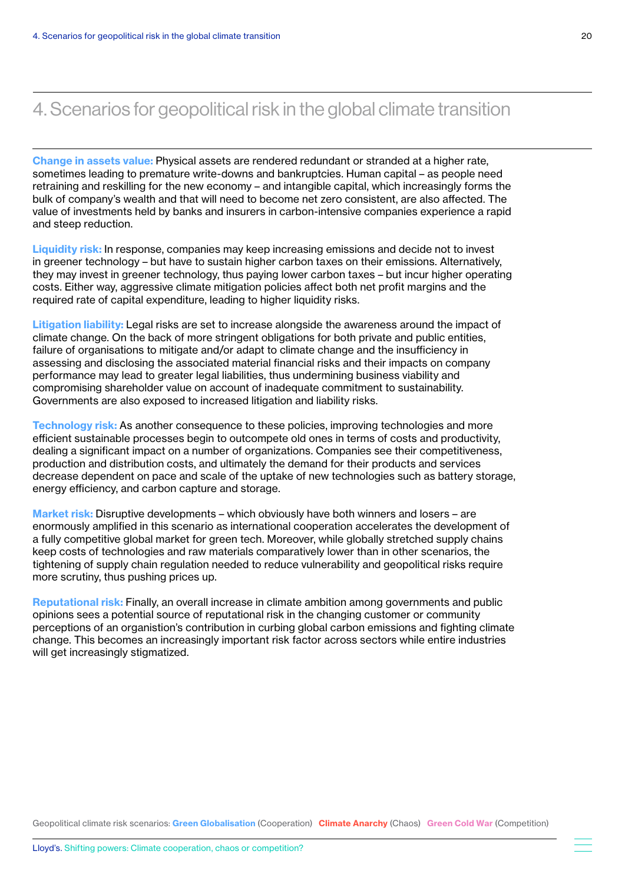# 4. Scenarios for geopolitical risk in the global climate transition

**Change in assets value:** Physical assets are rendered redundant or stranded at a higher rate, sometimes leading to premature write-downs and bankruptcies. Human capital – as people need retraining and reskilling for the new economy – and intangible capital, which increasingly forms the bulk of company's wealth and that will need to become net zero consistent, are also affected. The value of investments held by banks and insurers in carbon-intensive companies experience a rapid and steep reduction.

**Liquidity risk:** In response, companies may keep increasing emissions and decide not to invest in greener technology – but have to sustain higher carbon taxes on their emissions. Alternatively, they may invest in greener technology, thus paying lower carbon taxes – but incur higher operating costs. Either way, aggressive climate mitigation policies affect both net profit margins and the required rate of capital expenditure, leading to higher liquidity risks.

**Litigation liability:** Legal risks are set to increase alongside the awareness around the impact of climate change. On the back of more stringent obligations for both private and public entities, failure of organisations to mitigate and/or adapt to climate change and the insufficiency in assessing and disclosing the associated material financial risks and their impacts on company performance may lead to greater legal liabilities, thus undermining business viability and compromising shareholder value on account of inadequate commitment to sustainability. Governments are also exposed to increased litigation and liability risks.

**Technology risk:** As another consequence to these policies, improving technologies and more efficient sustainable processes begin to outcompete old ones in terms of costs and productivity, dealing a significant impact on a number of organizations. Companies see their competitiveness, production and distribution costs, and ultimately the demand for their products and services decrease dependent on pace and scale of the uptake of new technologies such as battery storage, energy efficiency, and carbon capture and storage.

**Market risk:** Disruptive developments – which obviously have both winners and losers – are enormously amplified in this scenario as international cooperation accelerates the development of a fully competitive global market for green tech. Moreover, while globally stretched supply chains keep costs of technologies and raw materials comparatively lower than in other scenarios, the tightening of supply chain regulation needed to reduce vulnerability and geopolitical risks require more scrutiny, thus pushing prices up.

**Reputational risk:** Finally, an overall increase in climate ambition among governments and public opinions sees a potential source of reputational risk in the changing customer or community perceptions of an organistion's contribution in curbing global carbon emissions and fighting climate change. This becomes an increasingly important risk factor across sectors while entire industries will get increasingly stigmatized.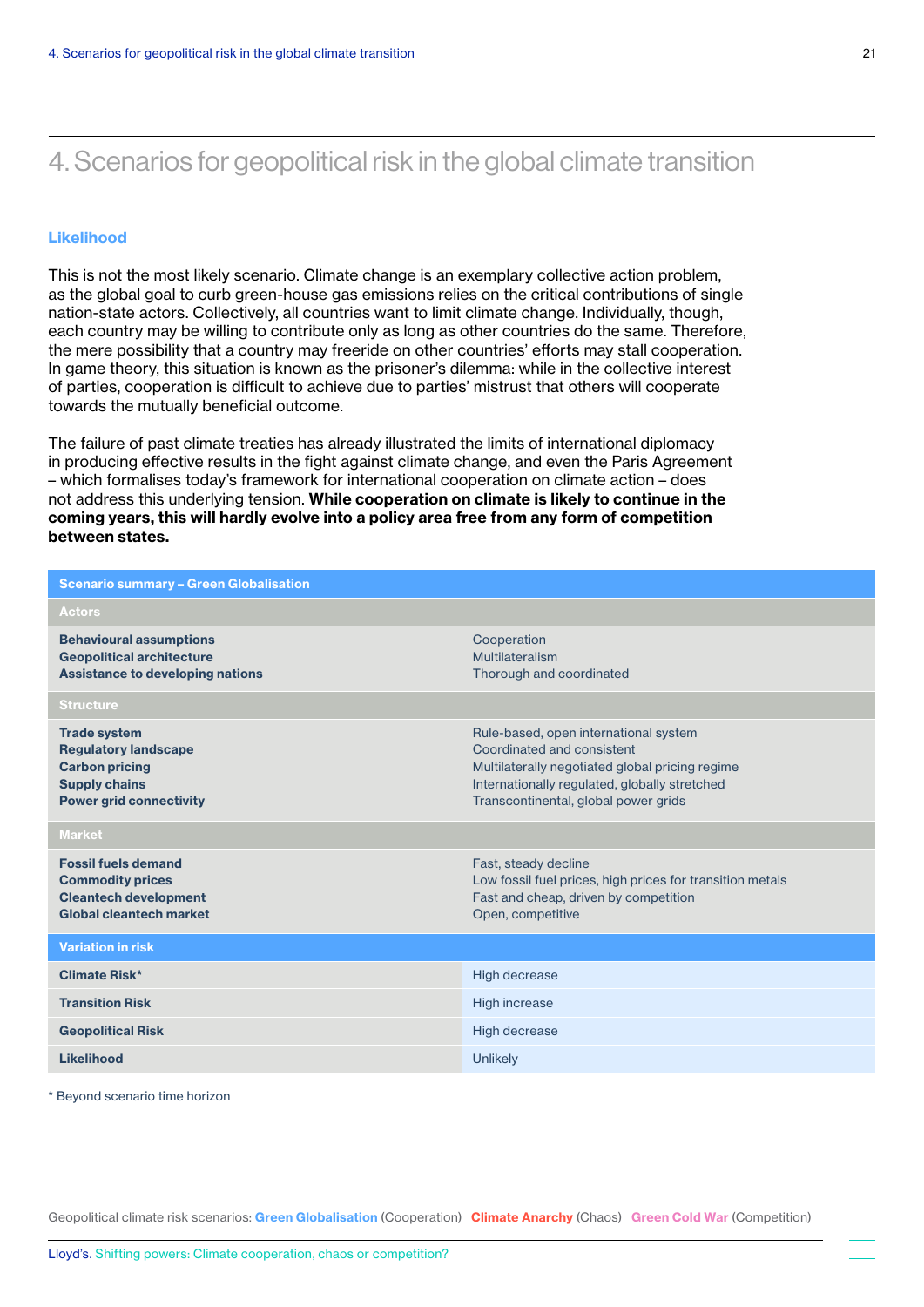# 4. Scenarios for geopolitical risk in the global climate transition

### Likelihood

This is not the most likely scenario. Climate change is an exemplary collective action problem, as the global goal to curb green-house gas emissions relies on the critical contributions of single nation-state actors. Collectively, all countries want to limit climate change. Individually, though, each country may be willing to contribute only as long as other countries do the same. Therefore, the mere possibility that a country may freeride on other countries' efforts may stall cooperation. In game theory, this situation is known as the prisoner's dilemma: while in the collective interest of parties, cooperation is difficult to achieve due to parties' mistrust that others will cooperate towards the mutually beneficial outcome.

The failure of past climate treaties has already illustrated the limits of international diplomacy in producing effective results in the fight against climate change, and even the Paris Agreement – which formalises today's framework for international cooperation on climate action – does not address this underlying tension. **While cooperation on climate is likely to continue in the coming years, this will hardly evolve into a policy area free from any form of competition between states.**

| Scenario summary – Green Globalisation | |
|---|---|
| **Actors** | |
| **Behavioural assumptions** | Cooperation |
| **Geopolitical architecture** | Multilateralism |
| **Assistance to developing nations** | Thorough and coordinated |
| **Structure** | |
| **Trade system** | Rule-based, open international system |
| **Regulatory landscape** | Coordinated and consistent |
| **Carbon pricing** | Multilaterally negotiated global pricing regime |
| **Supply chains** | Internationally regulated, globally stretched |
| **Power grid connectivity** | Transcontinental, global power grids |
| **Market** | |
| **Fossil fuels demand** | Fast, steady decline |
| **Commodity prices** | Low fossil fuel prices, high prices for transition metals |
| **Cleantech development** | Fast and cheap, driven by competition |
| **Global cleantech market** | Open, competitive |
| **Variation in risk** | |
| **Climate Risk*** | High decrease |
| **Transition Risk** | High increase |
| **Geopolitical Risk** | High decrease |
| **Likelihood** | Unlikely |

* Beyond scenario time horizon

Geopolitical climate risk scenarios: **Green Globalisation** (Cooperation) **Climate Anarchy** (Chaos) **Green Cold War** (Competition)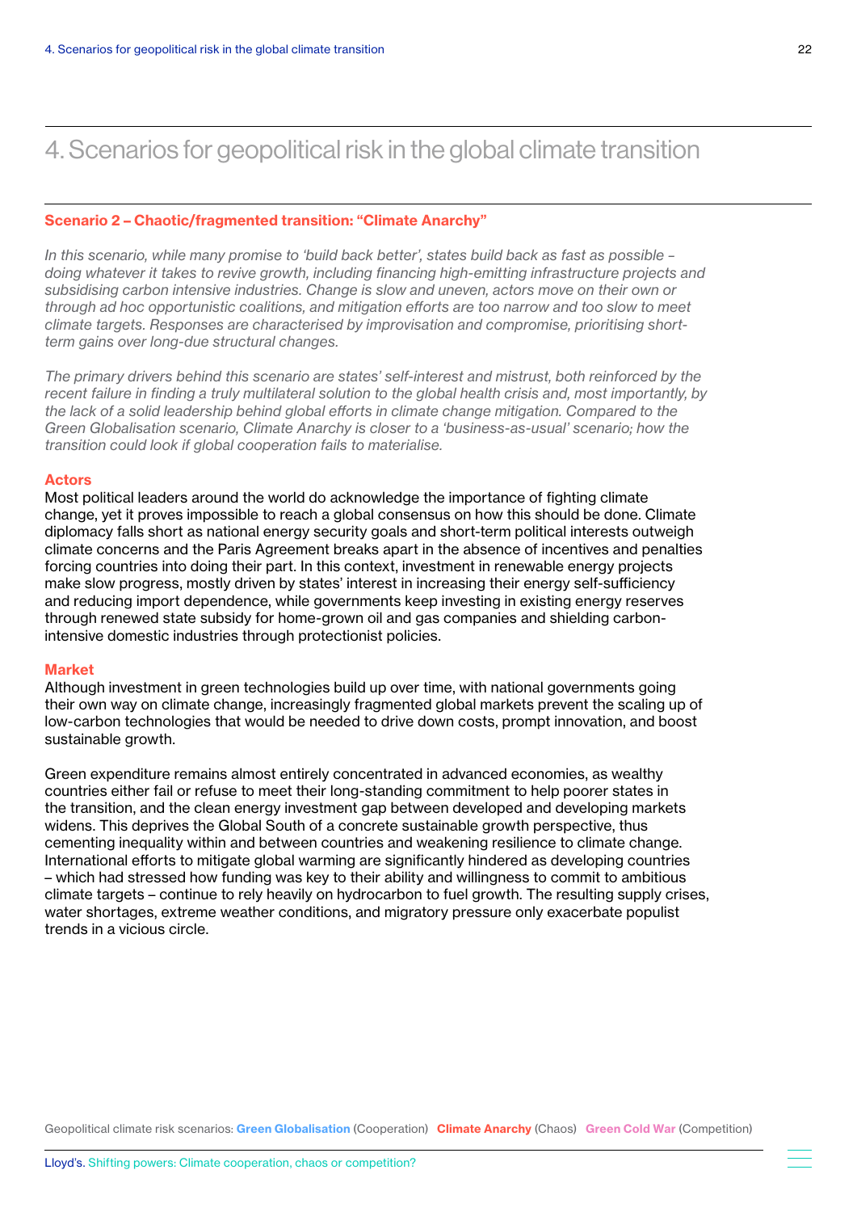# 4. Scenarios for geopolitical risk in the global climate transition

## Scenario 2 – Chaotic/fragmented transition: "Climate Anarchy"

*In this scenario, while many promise to 'build back better', states build back as fast as possible – doing whatever it takes to revive growth, including financing high-emitting infrastructure projects and subsidising carbon intensive industries. Change is slow and uneven, actors move on their own or through ad hoc opportunistic coalitions, and mitigation efforts are too narrow and too slow to meet climate targets. Responses are characterised by improvisation and compromise, prioritising short-term gains over long-due structural changes.*

*The primary drivers behind this scenario are states' self-interest and mistrust, both reinforced by the recent failure in finding a truly multilateral solution to the global health crisis and, most importantly, by the lack of a solid leadership behind global efforts in climate change mitigation. Compared to the Green Globalisation scenario, Climate Anarchy is closer to a 'business-as-usual' scenario; how the transition could look if global cooperation fails to materialise.*

### Actors

Most political leaders around the world do acknowledge the importance of fighting climate change, yet it proves impossible to reach a global consensus on how this should be done. Climate diplomacy falls short as national energy security goals and short-term political interests outweigh climate concerns and the Paris Agreement breaks apart in the absence of incentives and penalties forcing countries into doing their part. In this context, investment in renewable energy projects make slow progress, mostly driven by states' interest in increasing their energy self-sufficiency and reducing import dependence, while governments keep investing in existing energy reserves through renewed state subsidy for home-grown oil and gas companies and shielding carbon-intensive domestic industries through protectionist policies.

### Market

Although investment in green technologies build up over time, with national governments going their own way on climate change, increasingly fragmented global markets prevent the scaling up of low-carbon technologies that would be needed to drive down costs, prompt innovation, and boost sustainable growth.

Green expenditure remains almost entirely concentrated in advanced economies, as wealthy countries either fail or refuse to meet their long-standing commitment to help poorer states in the transition, and the clean energy investment gap between developed and developing markets widens. This deprives the Global South of a concrete sustainable growth perspective, thus cementing inequality within and between countries and weakening resilience to climate change. International efforts to mitigate global warming are significantly hindered as developing countries – which had stressed how funding was key to their ability and willingness to commit to ambitious climate targets – continue to rely heavily on hydrocarbon to fuel growth. The resulting supply crises, water shortages, extreme weather conditions, and migratory pressure only exacerbate populist trends in a vicious circle.

Geopolitical climate risk scenarios: **Green Globalisation** (Cooperation) **Climate Anarchy** (Chaos) **Green Cold War** (Competition)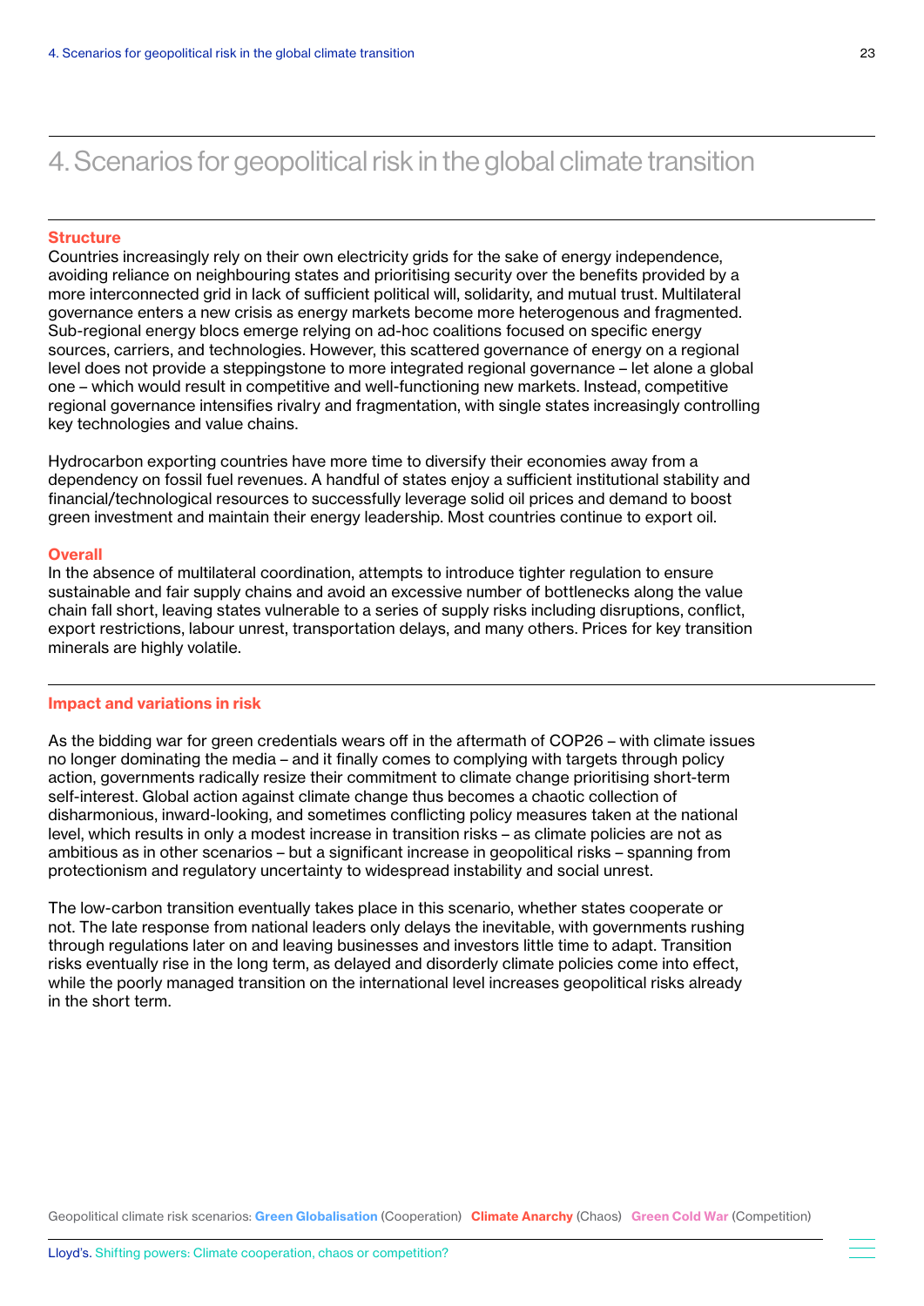# 4. Scenarios for geopolitical risk in the global climate transition

**Structure**

Countries increasingly rely on their own electricity grids for the sake of energy independence, avoiding reliance on neighbouring states and prioritising security over the benefits provided by a more interconnected grid in lack of sufficient political will, solidarity, and mutual trust. Multilateral governance enters a new crisis as energy markets become more heterogenous and fragmented. Sub-regional energy blocs emerge relying on ad-hoc coalitions focused on specific energy sources, carriers, and technologies. However, this scattered governance of energy on a regional level does not provide a steppingstone to more integrated regional governance – let alone a global one – which would result in competitive and well-functioning new markets. Instead, competitive regional governance intensifies rivalry and fragmentation, with single states increasingly controlling key technologies and value chains.

Hydrocarbon exporting countries have more time to diversify their economies away from a dependency on fossil fuel revenues. A handful of states enjoy a sufficient institutional stability and financial/technological resources to successfully leverage solid oil prices and demand to boost green investment and maintain their energy leadership. Most countries continue to export oil.

**Overall**

In the absence of multilateral coordination, attempts to introduce tighter regulation to ensure sustainable and fair supply chains and avoid an excessive number of bottlenecks along the value chain fall short, leaving states vulnerable to a series of supply risks including disruptions, conflict, export restrictions, labour unrest, transportation delays, and many others. Prices for key transition minerals are highly volatile.

**Impact and variations in risk**

As the bidding war for green credentials wears off in the aftermath of COP26 – with climate issues no longer dominating the media – and it finally comes to complying with targets through policy action, governments radically resize their commitment to climate change prioritising short-term self-interest. Global action against climate change thus becomes a chaotic collection of disharmonious, inward-looking, and sometimes conflicting policy measures taken at the national level, which results in only a modest increase in transition risks – as climate policies are not as ambitious as in other scenarios – but a significant increase in geopolitical risks – spanning from protectionism and regulatory uncertainty to widespread instability and social unrest.

The low-carbon transition eventually takes place in this scenario, whether states cooperate or not. The late response from national leaders only delays the inevitable, with governments rushing through regulations later on and leaving businesses and investors little time to adapt. Transition risks eventually rise in the long term, as delayed and disorderly climate policies come into effect, while the poorly managed transition on the international level increases geopolitical risks already in the short term.

Geopolitical climate risk scenarios: **Green Globalisation** (Cooperation) **Climate Anarchy** (Chaos) **Green Cold War** (Competition)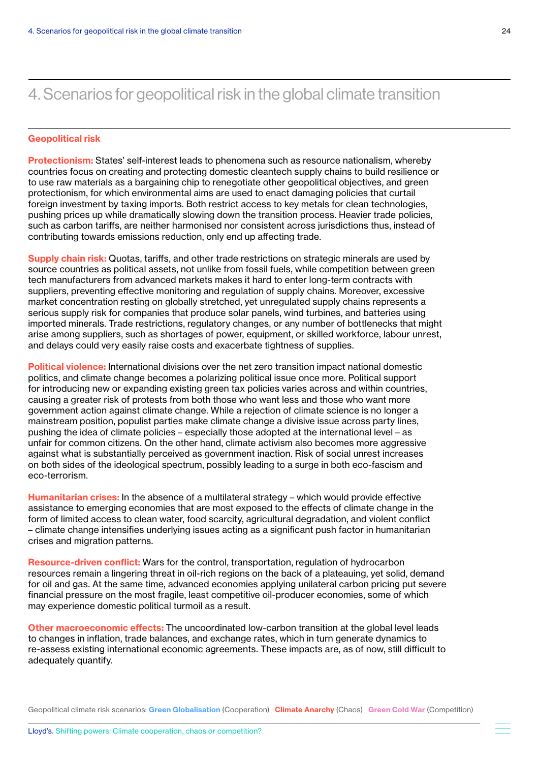# 4. Scenarios for geopolitical risk in the global climate transition

## Geopolitical risk

**Protectionism:** States' self-interest leads to phenomena such as resource nationalism, whereby countries focus on creating and protecting domestic cleantech supply chains to build resilience or to use raw materials as a bargaining chip to renegotiate other geopolitical objectives, and green protectionism, for which environmental aims are used to enact damaging policies that curtail foreign investment by taxing imports. Both restrict access to key metals for clean technologies, pushing prices up while dramatically slowing down the transition process. Heavier trade policies, such as carbon tariffs, are neither harmonised nor consistent across jurisdictions thus, instead of contributing towards emissions reduction, only end up affecting trade.

**Supply chain risk:** Quotas, tariffs, and other trade restrictions on strategic minerals are used by source countries as political assets, not unlike from fossil fuels, while competition between green tech manufacturers from advanced markets makes it hard to enter long-term contracts with suppliers, preventing effective monitoring and regulation of supply chains. Moreover, excessive market concentration resting on globally stretched, yet unregulated supply chains represents a serious supply risk for companies that produce solar panels, wind turbines, and batteries using imported minerals. Trade restrictions, regulatory changes, or any number of bottlenecks that might arise among suppliers, such as shortages of power, equipment, or skilled workforce, labour unrest, and delays could very easily raise costs and exacerbate tightness of supplies.

**Political violence:** International divisions over the net zero transition impact national domestic politics, and climate change becomes a polarizing political issue once more. Political support for introducing new or expanding existing green tax policies varies across and within countries, causing a greater risk of protests from both those who want less and those who want more government action against climate change. While a rejection of climate science is no longer a mainstream position, populist parties make climate change a divisive issue across party lines, pushing the idea of climate policies – especially those adopted at the international level – as unfair for common citizens. On the other hand, climate activism also becomes more aggressive against what is substantially perceived as government inaction. Risk of social unrest increases on both sides of the ideological spectrum, possibly leading to a surge in both eco-fascism and eco-terrorism.

**Humanitarian crises:** In the absence of a multilateral strategy – which would provide effective assistance to emerging economies that are most exposed to the effects of climate change in the form of limited access to clean water, food scarcity, agricultural degradation, and violent conflict – climate change intensifies underlying issues acting as a significant push factor in humanitarian crises and migration patterns.

**Resource-driven conflict:** Wars for the control, transportation, regulation of hydrocarbon resources remain a lingering threat in oil-rich regions on the back of a plateauing, yet solid, demand for oil and gas. At the same time, advanced economies applying unilateral carbon pricing put severe financial pressure on the most fragile, least competitive oil-producer economies, some of which may experience domestic political turmoil as a result.

**Other macroeconomic effects:** The uncoordinated low-carbon transition at the global level leads to changes in inflation, trade balances, and exchange rates, which in turn generate dynamics to re-assess existing international economic agreements. These impacts are, as of now, still difficult to adequately quantify.

Geopolitical climate risk scenarios: **Green Globalisation** (Cooperation) **Climate Anarchy** (Chaos) **Green Cold War** (Competition)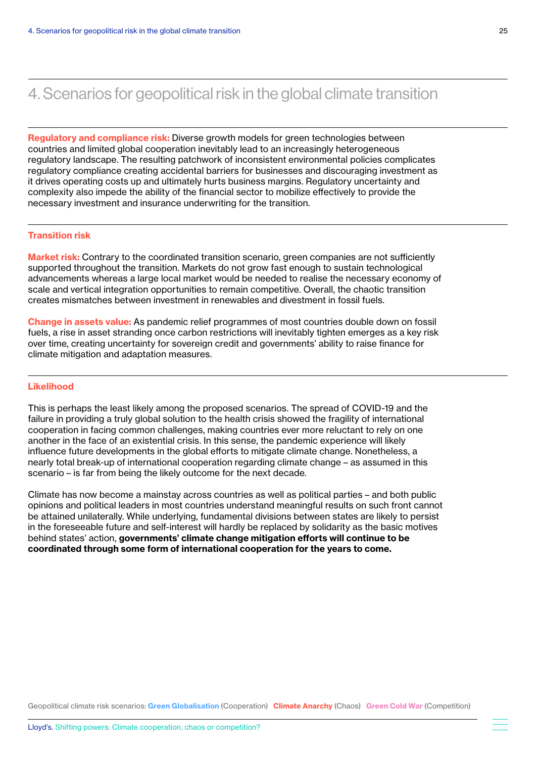# 4. Scenarios for geopolitical risk in the global climate transition

**Regulatory and compliance risk:** Diverse growth models for green technologies between countries and limited global cooperation inevitably lead to an increasingly heterogeneous regulatory landscape. The resulting patchwork of inconsistent environmental policies complicates regulatory compliance creating accidental barriers for businesses and discouraging investment as it drives operating costs up and ultimately hurts business margins. Regulatory uncertainty and complexity also impede the ability of the financial sector to mobilize effectively to provide the necessary investment and insurance underwriting for the transition.

### Transition risk

**Market risk:** Contrary to the coordinated transition scenario, green companies are not sufficiently supported throughout the transition. Markets do not grow fast enough to sustain technological advancements whereas a large local market would be needed to realise the necessary economy of scale and vertical integration opportunities to remain competitive. Overall, the chaotic transition creates mismatches between investment in renewables and divestment in fossil fuels.

**Change in assets value:** As pandemic relief programmes of most countries double down on fossil fuels, a rise in asset stranding once carbon restrictions will inevitably tighten emerges as a key risk over time, creating uncertainty for sovereign credit and governments' ability to raise finance for climate mitigation and adaptation measures.

### Likelihood

This is perhaps the least likely among the proposed scenarios. The spread of COVID-19 and the failure in providing a truly global solution to the health crisis showed the fragility of international cooperation in facing common challenges, making countries ever more reluctant to rely on one another in the face of an existential crisis. In this sense, the pandemic experience will likely influence future developments in the global efforts to mitigate climate change. Nonetheless, a nearly total break-up of international cooperation regarding climate change – as assumed in this scenario – is far from being the likely outcome for the next decade.

Climate has now become a mainstay across countries as well as political parties – and both public opinions and political leaders in most countries understand meaningful results on such front cannot be attained unilaterally. While underlying, fundamental divisions between states are likely to persist in the foreseeable future and self-interest will hardly be replaced by solidarity as the basic motives behind states' action, **governments' climate change mitigation efforts will continue to be coordinated through some form of international cooperation for the years to come.**

Geopolitical climate risk scenarios: **Green Globalisation** (Cooperation) **Climate Anarchy** (Chaos) **Green Cold War** (Competition)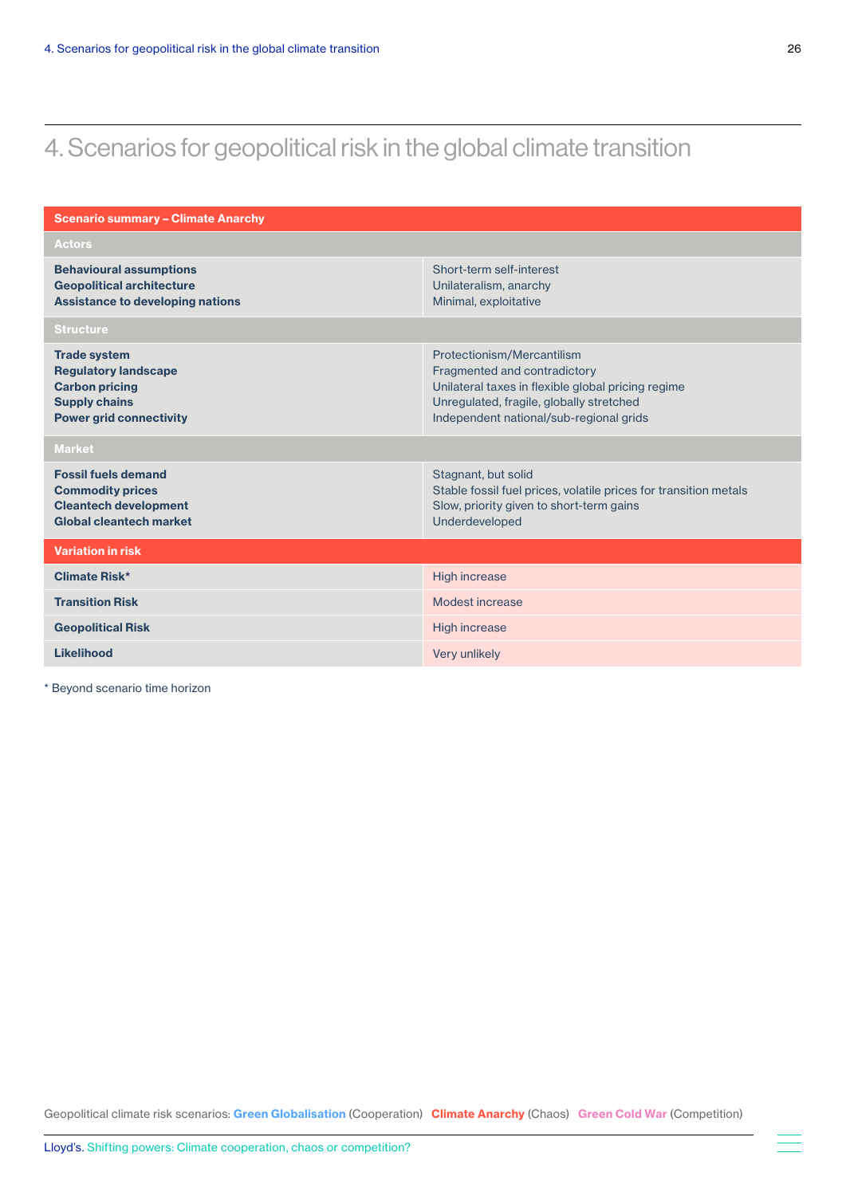# 4. Scenarios for geopolitical risk in the global climate transition

| Scenario summary – Climate Anarchy | |
|---|---|
| **Actors** | |
| **Behavioural assumptions** | Short-term self-interest |
| **Geopolitical architecture** | Unilateralism, anarchy |
| **Assistance to developing nations** | Minimal, exploitative |
| **Structure** | |
| **Trade system** | Protectionism/Mercantilism |
| **Regulatory landscape** | Fragmented and contradictory |
| **Carbon pricing** | Unilateral taxes in flexible global pricing regime |
| **Supply chains** | Unregulated, fragile, globally stretched |
| **Power grid connectivity** | Independent national/sub-regional grids |
| **Market** | |
| **Fossil fuels demand** | Stagnant, but solid |
| **Commodity prices** | Stable fossil fuel prices, volatile prices for transition metals |
| **Cleantech development** | Slow, priority given to short-term gains |
| **Global cleantech market** | Underdeveloped |
| **Variation in risk** | |
| **Climate Risk*** | High increase |
| **Transition Risk** | Modest increase |
| **Geopolitical Risk** | High increase |
| **Likelihood** | Very unlikely |

\* Beyond scenario time horizon

Geopolitical climate risk scenarios: **Green Globalisation** (Cooperation) **Climate Anarchy** (Chaos) **Green Cold War** (Competition)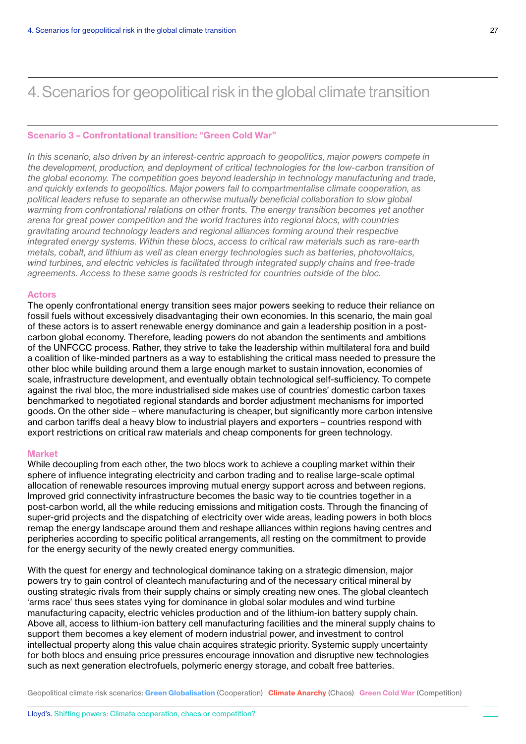# 4. Scenarios for geopolitical risk in the global climate transition

### Scenario 3 – Confrontational transition: "Green Cold War"

*In this scenario, also driven by an interest-centric approach to geopolitics, major powers compete in the development, production, and deployment of critical technologies for the low-carbon transition of the global economy. The competition goes beyond leadership in technology manufacturing and trade, and quickly extends to geopolitics. Major powers fail to compartmentalise climate cooperation, as political leaders refuse to separate an otherwise mutually beneficial collaboration to slow global warming from confrontational relations on other fronts. The energy transition becomes yet another arena for great power competition and the world fractures into regional blocs, with countries gravitating around technology leaders and regional alliances forming around their respective integrated energy systems. Within these blocs, access to critical raw materials such as rare-earth metals, cobalt, and lithium as well as clean energy technologies such as batteries, photovoltaics, wind turbines, and electric vehicles is facilitated through integrated supply chains and free-trade agreements. Access to these same goods is restricted for countries outside of the bloc.*

#### Actors

The openly confrontational energy transition sees major powers seeking to reduce their reliance on fossil fuels without excessively disadvantaging their own economies. In this scenario, the main goal of these actors is to assert renewable energy dominance and gain a leadership position in a post-carbon global economy. Therefore, leading powers do not abandon the sentiments and ambitions of the UNFCCC process. Rather, they strive to take the leadership within multilateral fora and build a coalition of like-minded partners as a way to establishing the critical mass needed to pressure the other bloc while building around them a large enough market to sustain innovation, economies of scale, infrastructure development, and eventually obtain technological self-sufficiency. To compete against the rival bloc, the more industrialised side makes use of countries' domestic carbon taxes benchmarked to negotiated regional standards and border adjustment mechanisms for imported goods. On the other side – where manufacturing is cheaper, but significantly more carbon intensive and carbon tariffs deal a heavy blow to industrial players and exporters – countries respond with export restrictions on critical raw materials and cheap components for green technology.

#### Market

While decoupling from each other, the two blocs work to achieve a coupling market within their sphere of influence integrating electricity and carbon trading and to realise large-scale optimal allocation of renewable resources improving mutual energy support across and between regions. Improved grid connectivity infrastructure becomes the basic way to tie countries together in a post-carbon world, all the while reducing emissions and mitigation costs. Through the financing of super-grid projects and the dispatching of electricity over wide areas, leading powers in both blocs remap the energy landscape around them and reshape alliances within regions having centres and peripheries according to specific political arrangements, all resting on the commitment to provide for the energy security of the newly created energy communities.

With the quest for energy and technological dominance taking on a strategic dimension, major powers try to gain control of cleantech manufacturing and of the necessary critical mineral by ousting strategic rivals from their supply chains or simply creating new ones. The global cleantech 'arms race' thus sees states vying for dominance in global solar modules and wind turbine manufacturing capacity, electric vehicles production and of the lithium-ion battery supply chain. Above all, access to lithium-ion battery cell manufacturing facilities and the mineral supply chains to support them becomes a key element of modern industrial power, and investment to control intellectual property along this value chain acquires strategic priority. Systemic supply uncertainty for both blocs and ensuing price pressures encourage innovation and disruptive new technologies such as next generation electrofuels, polymeric energy storage, and cobalt free batteries.

Geopolitical climate risk scenarios: **Green Globalisation** (Cooperation) **Climate Anarchy** (Chaos) **Green Cold War** (Competition)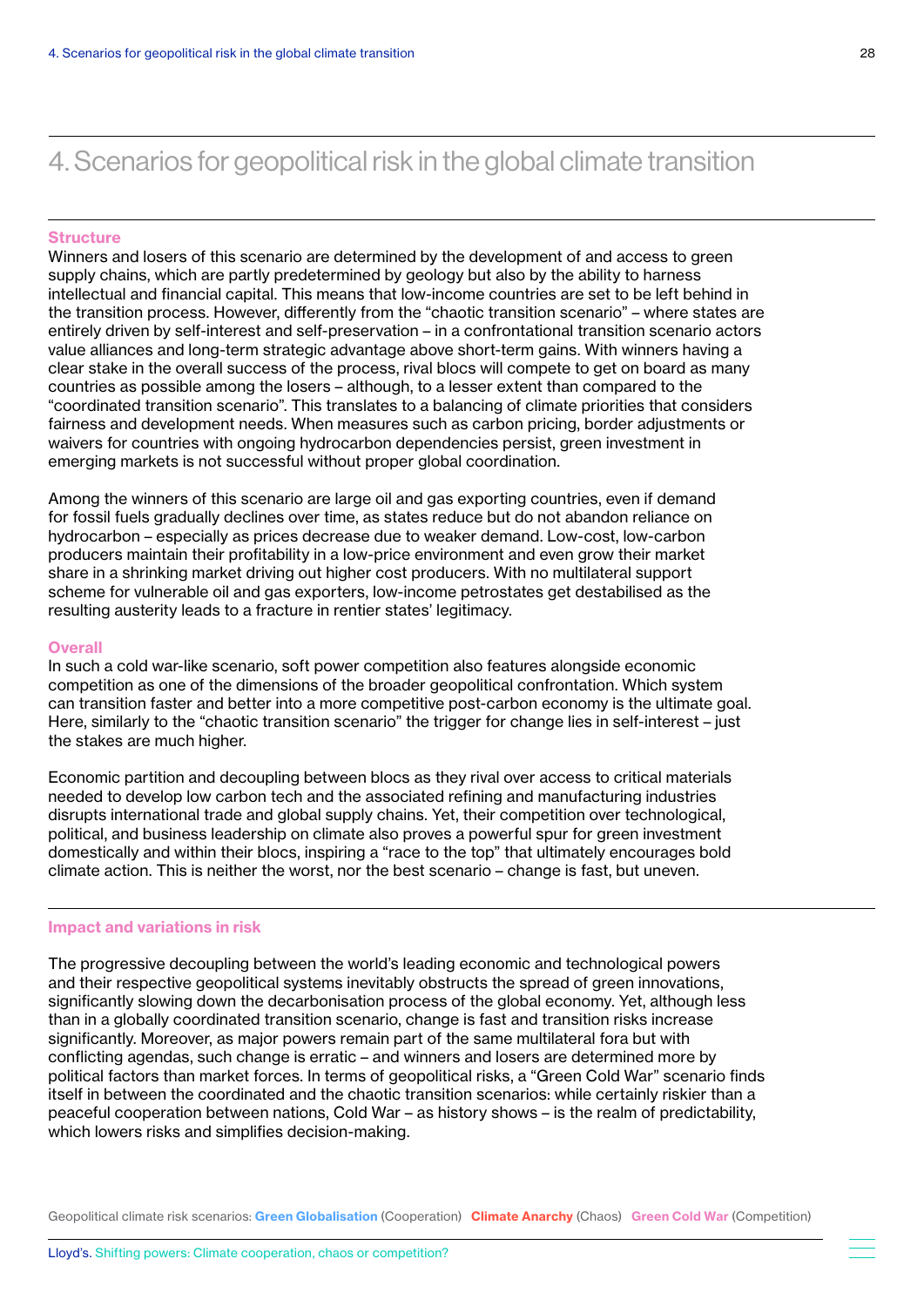# 4. Scenarios for geopolitical risk in the global climate transition

**Structure**

Winners and losers of this scenario are determined by the development of and access to green supply chains, which are partly predetermined by geology but also by the ability to harness intellectual and financial capital. This means that low-income countries are set to be left behind in the transition process. However, differently from the "chaotic transition scenario" – where states are entirely driven by self-interest and self-preservation – in a confrontational transition scenario actors value alliances and long-term strategic advantage above short-term gains. With winners having a clear stake in the overall success of the process, rival blocs will compete to get on board as many countries as possible among the losers – although, to a lesser extent than compared to the "coordinated transition scenario". This translates to a balancing of climate priorities that considers fairness and development needs. When measures such as carbon pricing, border adjustments or waivers for countries with ongoing hydrocarbon dependencies persist, green investment in emerging markets is not successful without proper global coordination.

Among the winners of this scenario are large oil and gas exporting countries, even if demand for fossil fuels gradually declines over time, as states reduce but do not abandon reliance on hydrocarbon – especially as prices decrease due to weaker demand. Low-cost, low-carbon producers maintain their profitability in a low-price environment and even grow their market share in a shrinking market driving out higher cost producers. With no multilateral support scheme for vulnerable oil and gas exporters, low-income petrostates get destabilised as the resulting austerity leads to a fracture in rentier states' legitimacy.

**Overall**

In such a cold war-like scenario, soft power competition also features alongside economic competition as one of the dimensions of the broader geopolitical confrontation. Which system can transition faster and better into a more competitive post-carbon economy is the ultimate goal. Here, similarly to the "chaotic transition scenario" the trigger for change lies in self-interest – just the stakes are much higher.

Economic partition and decoupling between blocs as they rival over access to critical materials needed to develop low carbon tech and the associated refining and manufacturing industries disrupts international trade and global supply chains. Yet, their competition over technological, political, and business leadership on climate also proves a powerful spur for green investment domestically and within their blocs, inspiring a "race to the top" that ultimately encourages bold climate action. This is neither the worst, nor the best scenario – change is fast, but uneven.

**Impact and variations in risk**

The progressive decoupling between the world's leading economic and technological powers and their respective geopolitical systems inevitably obstructs the spread of green innovations, significantly slowing down the decarbonisation process of the global economy. Yet, although less than in a globally coordinated transition scenario, change is fast and transition risks increase significantly. Moreover, as major powers remain part of the same multilateral fora but with conflicting agendas, such change is erratic – and winners and losers are determined more by political factors than market forces. In terms of geopolitical risks, a "Green Cold War" scenario finds itself in between the coordinated and the chaotic transition scenarios: while certainly riskier than a peaceful cooperation between nations, Cold War – as history shows – is the realm of predictability, which lowers risks and simplifies decision-making.

Geopolitical climate risk scenarios: **Green Globalisation** (Cooperation) **Climate Anarchy** (Chaos) **Green Cold War** (Competition)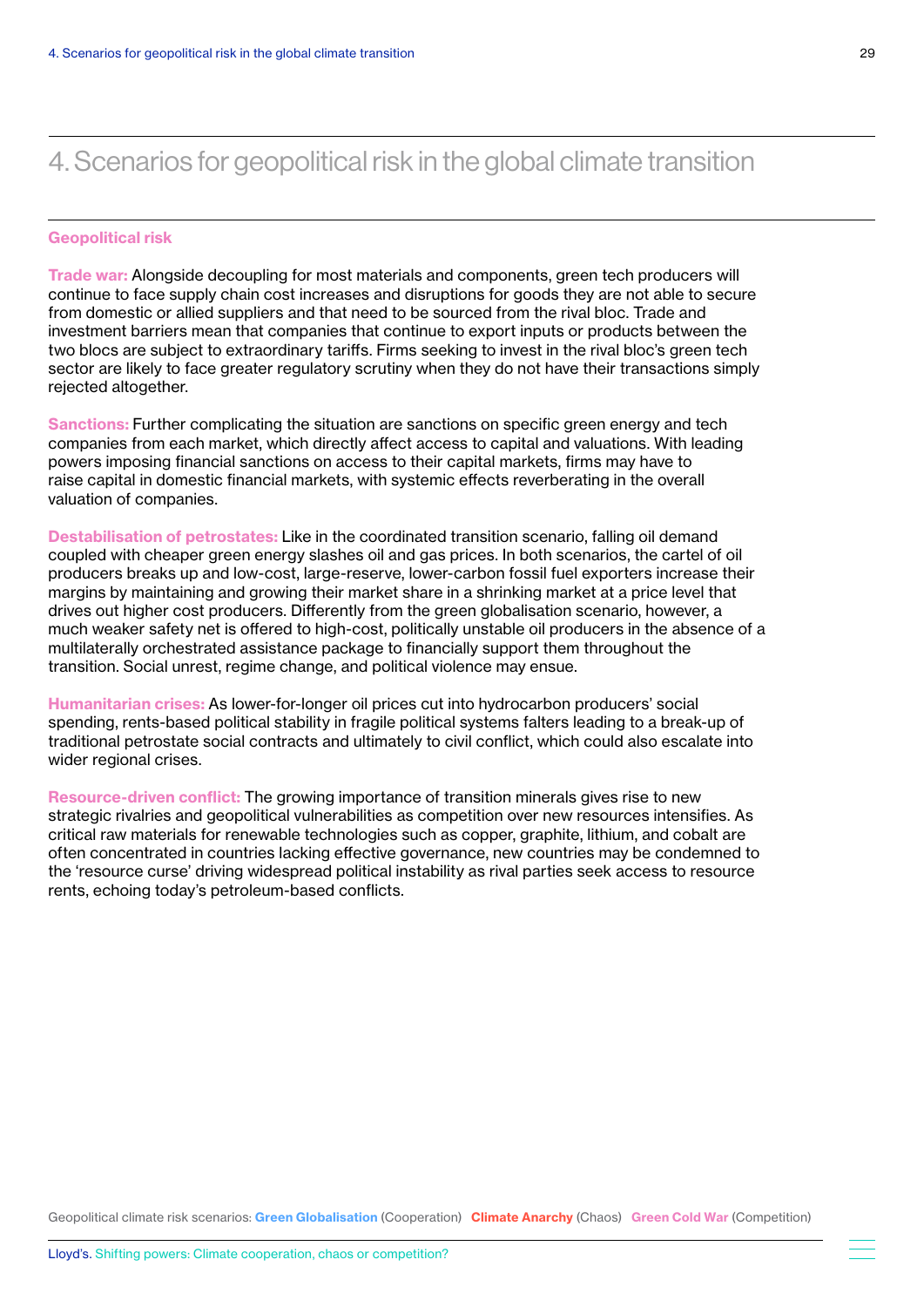# 4. Scenarios for geopolitical risk in the global climate transition

## Geopolitical risk

**Trade war:** Alongside decoupling for most materials and components, green tech producers will continue to face supply chain cost increases and disruptions for goods they are not able to secure from domestic or allied suppliers and that need to be sourced from the rival bloc. Trade and investment barriers mean that companies that continue to export inputs or products between the two blocs are subject to extraordinary tariffs. Firms seeking to invest in the rival bloc's green tech sector are likely to face greater regulatory scrutiny when they do not have their transactions simply rejected altogether.

**Sanctions:** Further complicating the situation are sanctions on specific green energy and tech companies from each market, which directly affect access to capital and valuations. With leading powers imposing financial sanctions on access to their capital markets, firms may have to raise capital in domestic financial markets, with systemic effects reverberating in the overall valuation of companies.

**Destabilisation of petrostates:** Like in the coordinated transition scenario, falling oil demand coupled with cheaper green energy slashes oil and gas prices. In both scenarios, the cartel of oil producers breaks up and low-cost, large-reserve, lower-carbon fossil fuel exporters increase their margins by maintaining and growing their market share in a shrinking market at a price level that drives out higher cost producers. Differently from the green globalisation scenario, however, a much weaker safety net is offered to high-cost, politically unstable oil producers in the absence of a multilaterally orchestrated assistance package to financially support them throughout the transition. Social unrest, regime change, and political violence may ensue.

**Humanitarian crises:** As lower-for-longer oil prices cut into hydrocarbon producers' social spending, rents-based political stability in fragile political systems falters leading to a break-up of traditional petrostate social contracts and ultimately to civil conflict, which could also escalate into wider regional crises.

**Resource-driven conflict:** The growing importance of transition minerals gives rise to new strategic rivalries and geopolitical vulnerabilities as competition over new resources intensifies. As critical raw materials for renewable technologies such as copper, graphite, lithium, and cobalt are often concentrated in countries lacking effective governance, new countries may be condemned to the 'resource curse' driving widespread political instability as rival parties seek access to resource rents, echoing today's petroleum-based conflicts.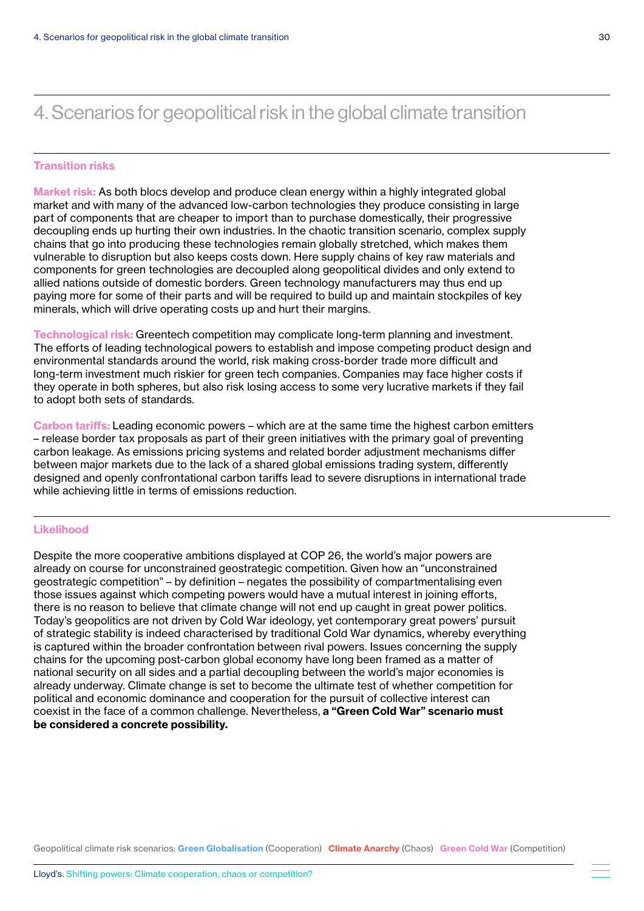# 4. Scenarios for geopolitical risk in the global climate transition

## Transition risks

**Market risk:** As both blocs develop and produce clean energy within a highly integrated global market and with many of the advanced low-carbon technologies they produce consisting in large part of components that are cheaper to import than to purchase domestically, their progressive decoupling ends up hurting their own industries. In the chaotic transition scenario, complex supply chains that go into producing these technologies remain globally stretched, which makes them vulnerable to disruption but also keeps costs down. Here supply chains of key raw materials and components for green technologies are decoupled along geopolitical divides and only extend to allied nations outside of domestic borders. Green technology manufacturers may thus end up paying more for some of their parts and will be required to build up and maintain stockpiles of key minerals, which will drive operating costs up and hurt their margins.

**Technological risk:** Greentech competition may complicate long-term planning and investment. The efforts of leading technological powers to establish and impose competing product design and environmental standards around the world, risk making cross-border trade more difficult and long-term investment much riskier for green tech companies. Companies may face higher costs if they operate in both spheres, but also risk losing access to some very lucrative markets if they fail to adopt both sets of standards.

**Carbon tariffs:** Leading economic powers – which are at the same time the highest carbon emitters – release border tax proposals as part of their green initiatives with the primary goal of preventing carbon leakage. As emissions pricing systems and related border adjustment mechanisms differ between major markets due to the lack of a shared global emissions trading system, differently designed and openly confrontational carbon tariffs lead to severe disruptions in international trade while achieving little in terms of emissions reduction.

## Likelihood

Despite the more cooperative ambitions displayed at COP 26, the world's major powers are already on course for unconstrained geostrategic competition. Given how an "unconstrained geostrategic competition" – by definition – negates the possibility of compartmentalising even those issues against which competing powers would have a mutual interest in joining efforts, there is no reason to believe that climate change will not end up caught in great power politics. Today's geopolitics are not driven by Cold War ideology, yet contemporary great powers' pursuit of strategic stability is indeed characterised by traditional Cold War dynamics, whereby everything is captured within the broader confrontation between rival powers. Issues concerning the supply chains for the upcoming post-carbon global economy have long been framed as a matter of national security on all sides and a partial decoupling between the world's major economies is already underway. Climate change is set to become the ultimate test of whether competition for political and economic dominance and cooperation for the pursuit of collective interest can coexist in the face of a common challenge. Nevertheless, **a "Green Cold War" scenario must be considered a concrete possibility.**

Geopolitical climate risk scenarios: **Green Globalisation** (Cooperation) **Climate Anarchy** (Chaos) **Green Cold War** (Competition)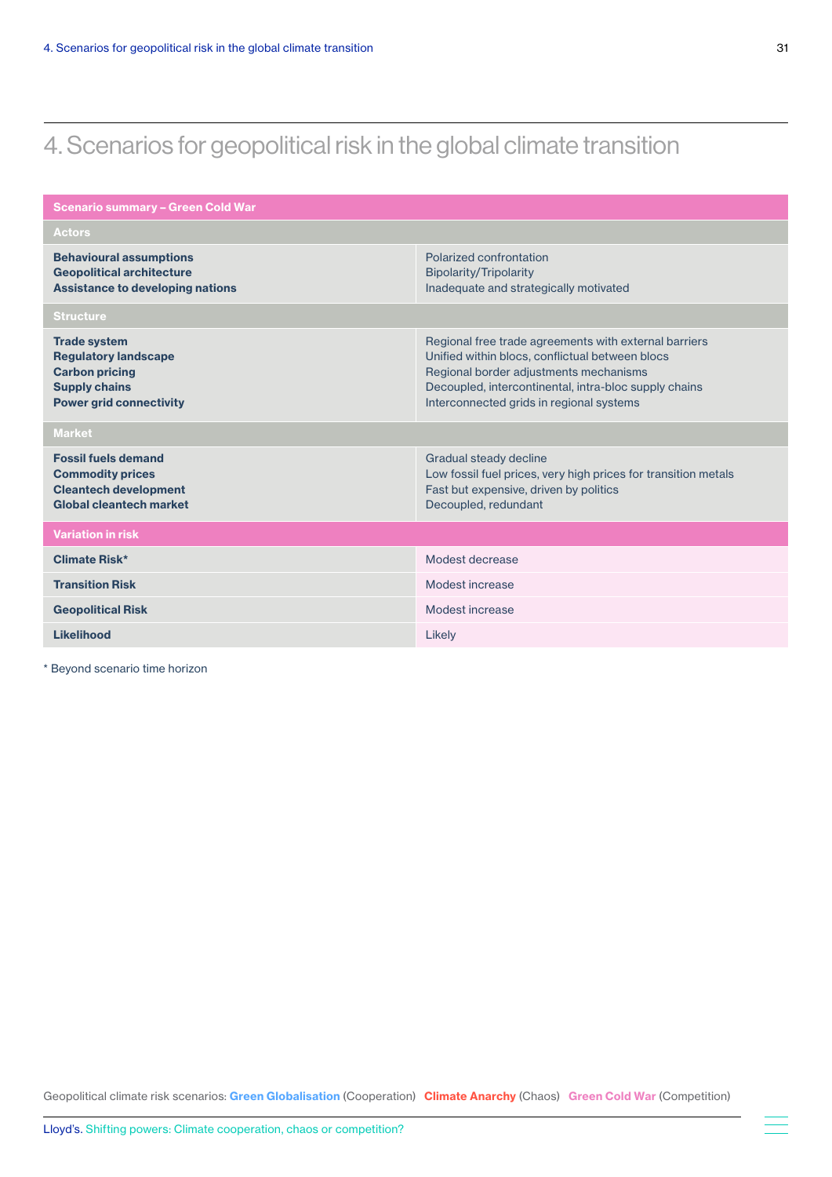# 4. Scenarios for geopolitical risk in the global climate transition

| Scenario summary – Green Cold War | |
|---|---|
| **Actors** | |
| **Behavioural assumptions** | Polarized confrontation |
| **Geopolitical architecture** | Bipolarity/Tripolarity |
| **Assistance to developing nations** | Inadequate and strategically motivated |
| **Structure** | |
| **Trade system** | Regional free trade agreements with external barriers |
| **Regulatory landscape** | Unified within blocs, conflictual between blocs |
| **Carbon pricing** | Regional border adjustments mechanisms |
| **Supply chains** | Decoupled, intercontinental, intra-bloc supply chains |
| **Power grid connectivity** | Interconnected grids in regional systems |
| **Market** | |
| **Fossil fuels demand** | Gradual steady decline |
| **Commodity prices** | Low fossil fuel prices, very high prices for transition metals |
| **Cleantech development** | Fast but expensive, driven by politics |
| **Global cleantech market** | Decoupled, redundant |
| **Variation in risk** | |
| **Climate Risk*** | Modest decrease |
| **Transition Risk** | Modest increase |
| **Geopolitical Risk** | Modest increase |
| **Likelihood** | Likely |

* Beyond scenario time horizon

Geopolitical climate risk scenarios: **Green Globalisation** (Cooperation) **Climate Anarchy** (Chaos) **Green Cold War** (Competition)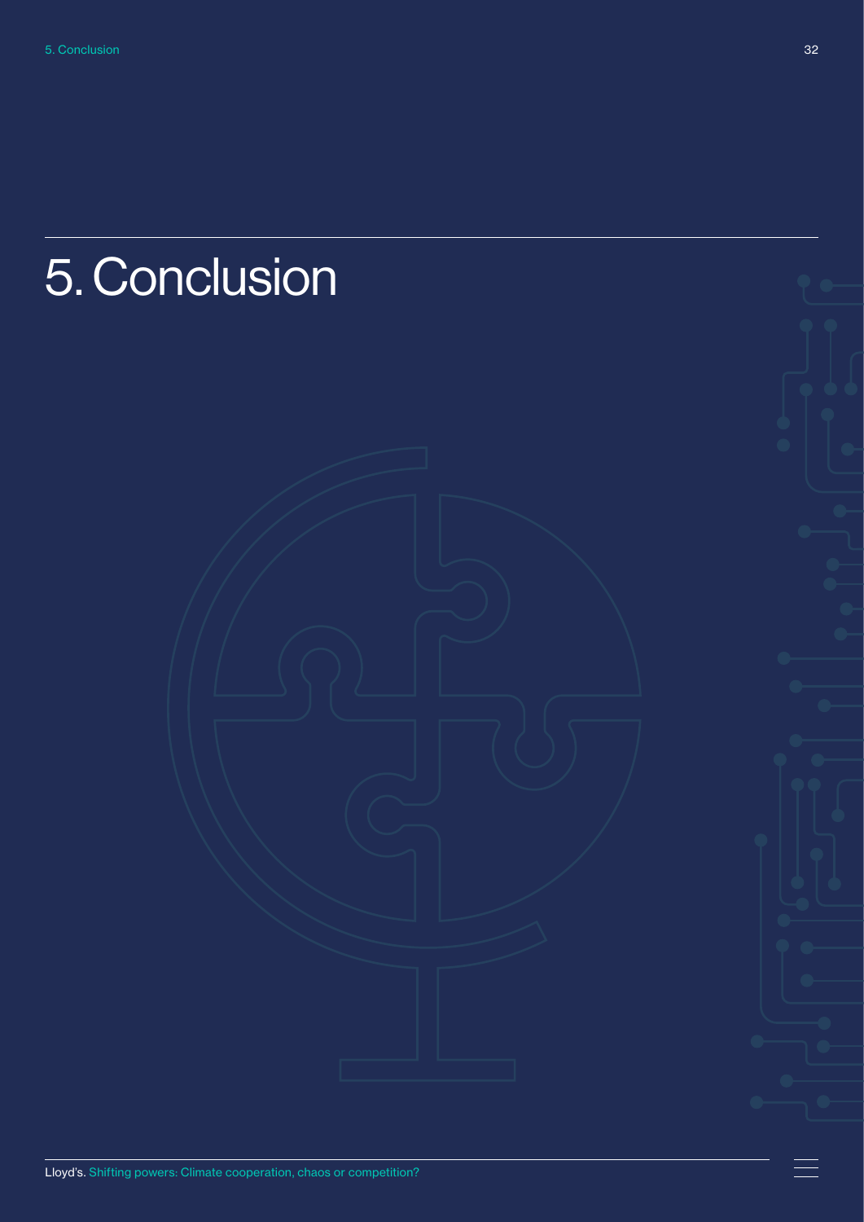# 5. Conclusion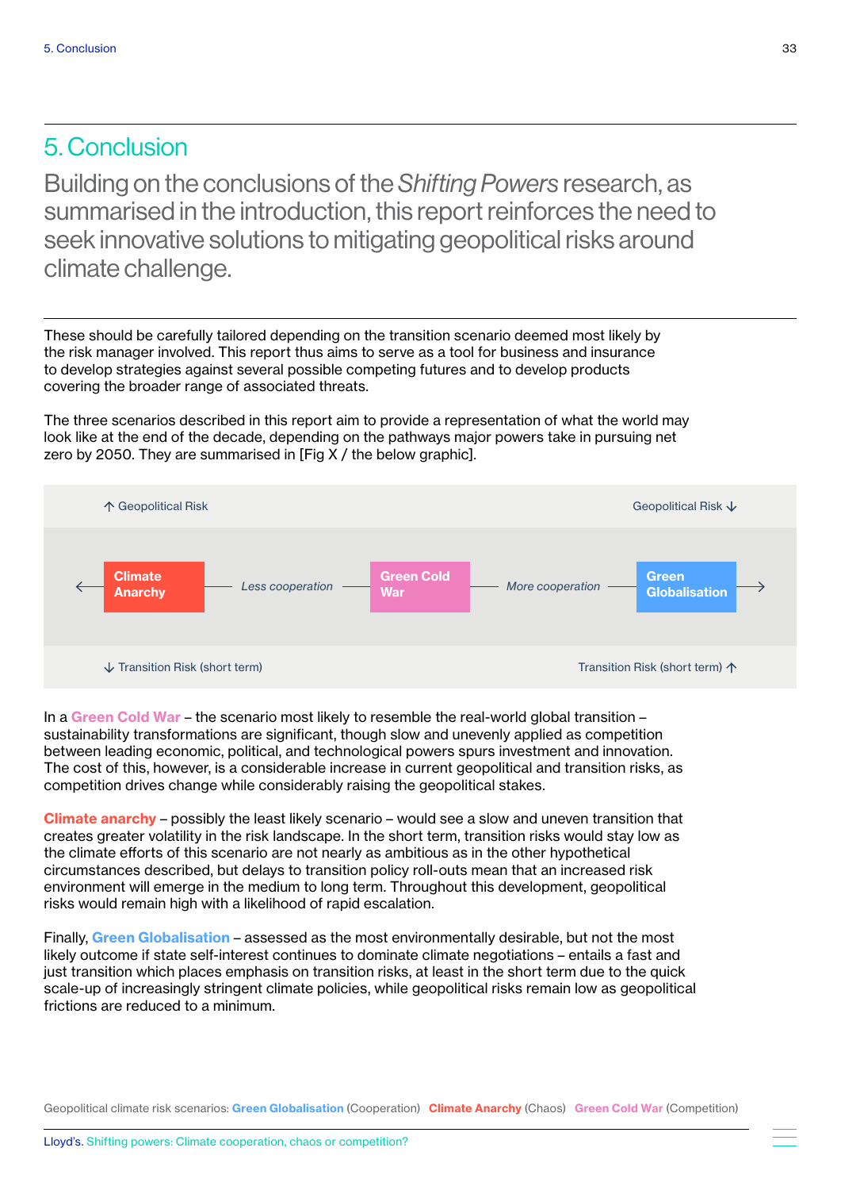# 5. Conclusion

Building on the conclusions of the *Shifting Powers* research, as summarised in the introduction, this report reinforces the need to seek innovative solutions to mitigating geopolitical risks around climate challenge.

These should be carefully tailored depending on the transition scenario deemed most likely by the risk manager involved. This report thus aims to serve as a tool for business and insurance to develop strategies against several possible competing futures and to develop products covering the broader range of associated threats.

The three scenarios described in this report aim to provide a representation of what the world may look like at the end of the decade, depending on the pathways major powers take in pursuing net zero by 2050. They are summarised in [Fig X / the below graphic].

↑ Geopolitical Risk — Geopolitical Risk ↓

← **Climate Anarchy** — *Less cooperation* — **Green Cold War** — *More cooperation* — **Green Globalisation** →

↓ Transition Risk (short term) — Transition Risk (short term) ↑

In a **Green Cold War** – the scenario most likely to resemble the real-world global transition – sustainability transformations are significant, though slow and unevenly applied as competition between leading economic, political, and technological powers spurs investment and innovation. The cost of this, however, is a considerable increase in current geopolitical and transition risks, as competition drives change while considerably raising the geopolitical stakes.

**Climate anarchy** – possibly the least likely scenario – would see a slow and uneven transition that creates greater volatility in the risk landscape. In the short term, transition risks would stay low as the climate efforts of this scenario are not nearly as ambitious as in the other hypothetical circumstances described, but delays to transition policy roll-outs mean that an increased risk environment will emerge in the medium to long term. Throughout this development, geopolitical risks would remain high with a likelihood of rapid escalation.

Finally, **Green Globalisation** – assessed as the most environmentally desirable, but not the most likely outcome if state self-interest continues to dominate climate negotiations – entails a fast and just transition which places emphasis on transition risks, at least in the short term due to the quick scale-up of increasingly stringent climate policies, while geopolitical risks remain low as geopolitical frictions are reduced to a minimum.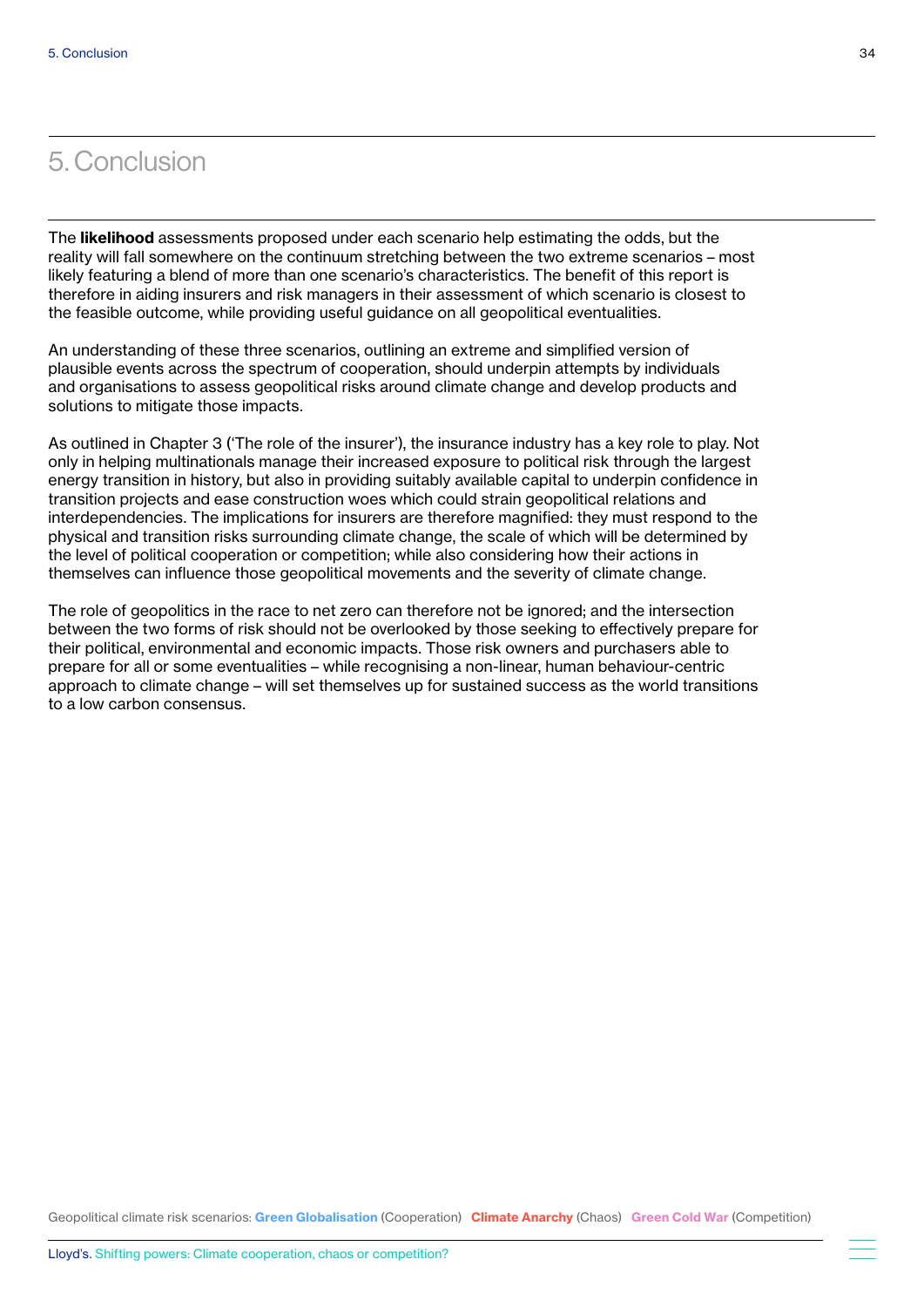# 5. Conclusion

The **likelihood** assessments proposed under each scenario help estimating the odds, but the reality will fall somewhere on the continuum stretching between the two extreme scenarios – most likely featuring a blend of more than one scenario's characteristics. The benefit of this report is therefore in aiding insurers and risk managers in their assessment of which scenario is closest to the feasible outcome, while providing useful guidance on all geopolitical eventualities.

An understanding of these three scenarios, outlining an extreme and simplified version of plausible events across the spectrum of cooperation, should underpin attempts by individuals and organisations to assess geopolitical risks around climate change and develop products and solutions to mitigate those impacts.

As outlined in Chapter 3 ('The role of the insurer'), the insurance industry has a key role to play. Not only in helping multinationals manage their increased exposure to political risk through the largest energy transition in history, but also in providing suitably available capital to underpin confidence in transition projects and ease construction woes which could strain geopolitical relations and interdependencies. The implications for insurers are therefore magnified: they must respond to the physical and transition risks surrounding climate change, the scale of which will be determined by the level of political cooperation or competition; while also considering how their actions in themselves can influence those geopolitical movements and the severity of climate change.

The role of geopolitics in the race to net zero can therefore not be ignored; and the intersection between the two forms of risk should not be overlooked by those seeking to effectively prepare for their political, environmental and economic impacts. Those risk owners and purchasers able to prepare for all or some eventualities – while recognising a non-linear, human behaviour-centric approach to climate change – will set themselves up for sustained success as the world transitions to a low carbon consensus.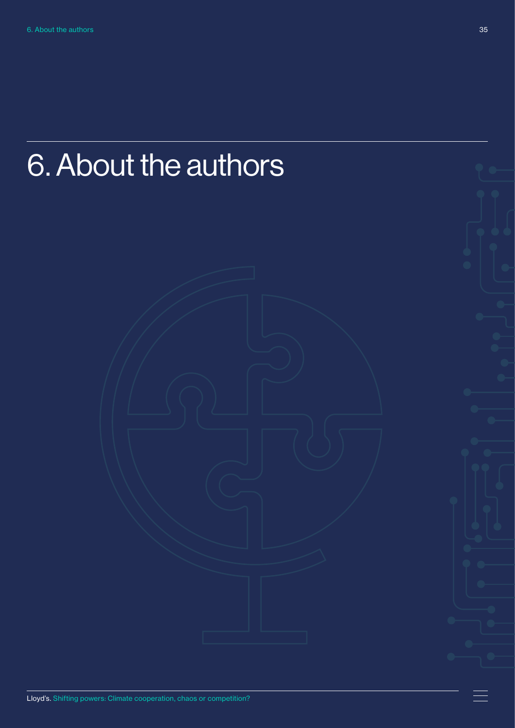# 6. About the authors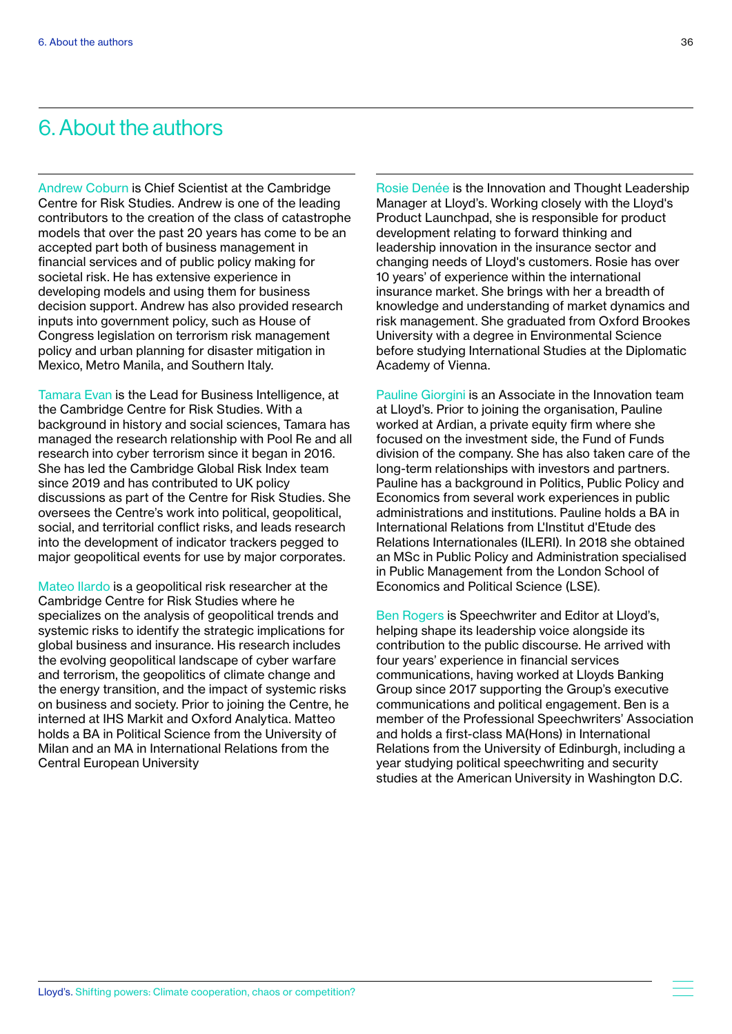# 6. About the authors

Andrew Coburn is Chief Scientist at the Cambridge Centre for Risk Studies. Andrew is one of the leading contributors to the creation of the class of catastrophe models that over the past 20 years has come to be an accepted part both of business management in financial services and of public policy making for societal risk. He has extensive experience in developing models and using them for business decision support. Andrew has also provided research inputs into government policy, such as House of Congress legislation on terrorism risk management policy and urban planning for disaster mitigation in Mexico, Metro Manila, and Southern Italy.

Tamara Evan is the Lead for Business Intelligence, at the Cambridge Centre for Risk Studies. With a background in history and social sciences, Tamara has managed the research relationship with Pool Re and all research into cyber terrorism since it began in 2016. She has led the Cambridge Global Risk Index team since 2019 and has contributed to UK policy discussions as part of the Centre for Risk Studies. She oversees the Centre's work into political, geopolitical, social, and territorial conflict risks, and leads research into the development of indicator trackers pegged to major geopolitical events for use by major corporates.

Mateo Ilardo is a geopolitical risk researcher at the Cambridge Centre for Risk Studies where he specializes on the analysis of geopolitical trends and systemic risks to identify the strategic implications for global business and insurance. His research includes the evolving geopolitical landscape of cyber warfare and terrorism, the geopolitics of climate change and the energy transition, and the impact of systemic risks on business and society. Prior to joining the Centre, he interned at IHS Markit and Oxford Analytica. Matteo holds a BA in Political Science from the University of Milan and an MA in International Relations from the Central European University

Rosie Denée is the Innovation and Thought Leadership Manager at Lloyd's. Working closely with the Lloyd's Product Launchpad, she is responsible for product development relating to forward thinking and leadership innovation in the insurance sector and changing needs of Lloyd's customers. Rosie has over 10 years' of experience within the international insurance market. She brings with her a breadth of knowledge and understanding of market dynamics and risk management. She graduated from Oxford Brookes University with a degree in Environmental Science before studying International Studies at the Diplomatic Academy of Vienna.

Pauline Giorgini is an Associate in the Innovation team at Lloyd's. Prior to joining the organisation, Pauline worked at Ardian, a private equity firm where she focused on the investment side, the Fund of Funds division of the company. She has also taken care of the long-term relationships with investors and partners. Pauline has a background in Politics, Public Policy and Economics from several work experiences in public administrations and institutions. Pauline holds a BA in International Relations from L'Institut d'Etude des Relations Internationales (ILERI). In 2018 she obtained an MSc in Public Policy and Administration specialised in Public Management from the London School of Economics and Political Science (LSE).

Ben Rogers is Speechwriter and Editor at Lloyd's, helping shape its leadership voice alongside its contribution to the public discourse. He arrived with four years' experience in financial services communications, having worked at Lloyds Banking Group since 2017 supporting the Group's executive communications and political engagement. Ben is a member of the Professional Speechwriters' Association and holds a first-class MA(Hons) in International Relations from the University of Edinburgh, including a year studying political speechwriting and security studies at the American University in Washington D.C.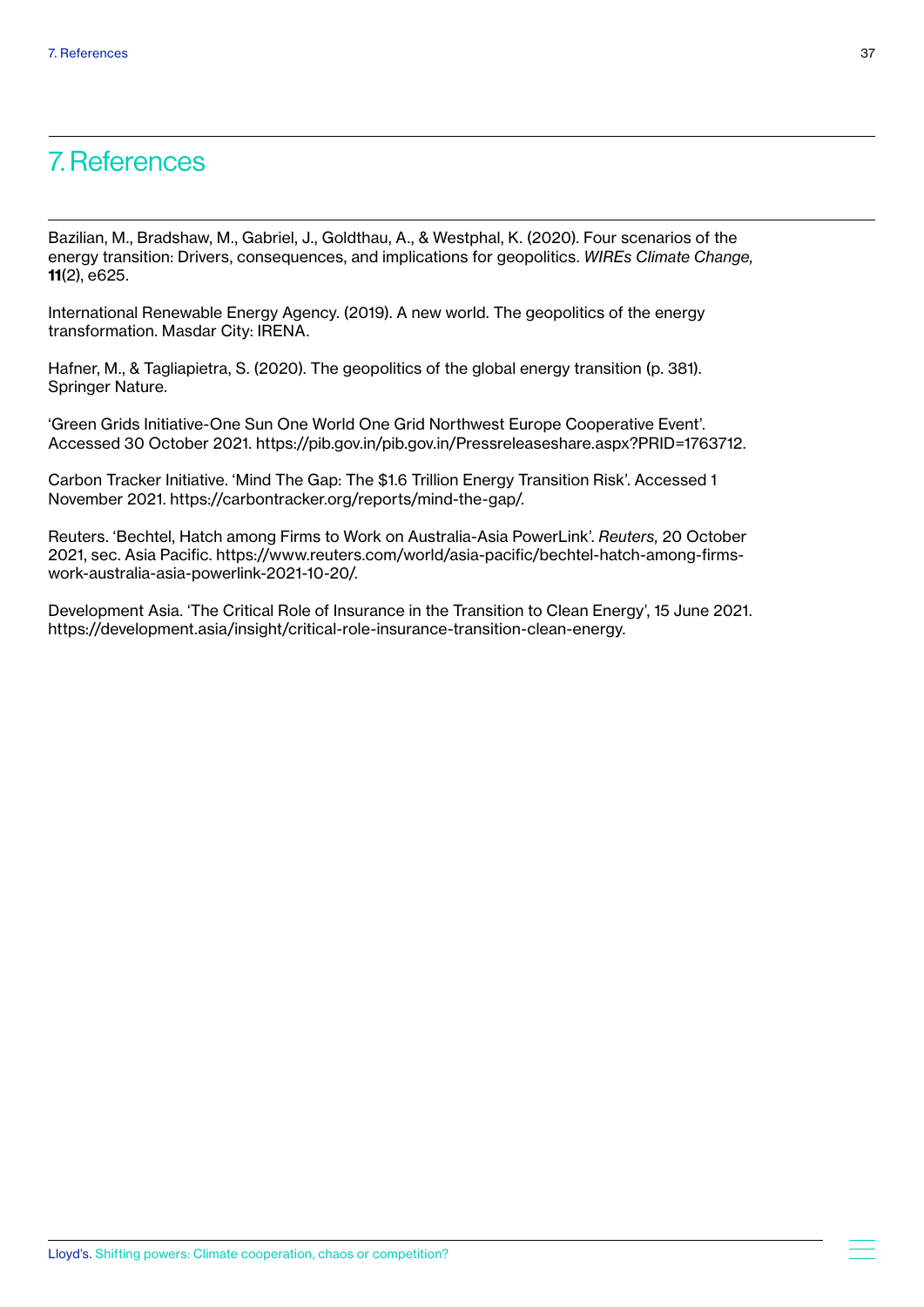# 7. References

Bazilian, M., Bradshaw, M., Gabriel, J., Goldthau, A., & Westphal, K. (2020). Four scenarios of the energy transition: Drivers, consequences, and implications for geopolitics. *WIREs Climate Change,* **11**(2), e625.

International Renewable Energy Agency. (2019). A new world. The geopolitics of the energy transformation. Masdar City: IRENA.

Hafner, M., & Tagliapietra, S. (2020). The geopolitics of the global energy transition (p. 381). Springer Nature.

'Green Grids Initiative-One Sun One World One Grid Northwest Europe Cooperative Event'. Accessed 30 October 2021. https://pib.gov.in/pib.gov.in/Pressreleaseshare.aspx?PRID=1763712.

Carbon Tracker Initiative. 'Mind The Gap: The $1.6 Trillion Energy Transition Risk'. Accessed 1 November 2021. https://carbontracker.org/reports/mind-the-gap/.

Reuters. 'Bechtel, Hatch among Firms to Work on Australia-Asia PowerLink'. *Reuters,* 20 October 2021, sec. Asia Pacific. https://www.reuters.com/world/asia-pacific/bechtel-hatch-among-firms-work-australia-asia-powerlink-2021-10-20/.

Development Asia. 'The Critical Role of Insurance in the Transition to Clean Energy', 15 June 2021. https://development.asia/insight/critical-role-insurance-transition-clean-energy.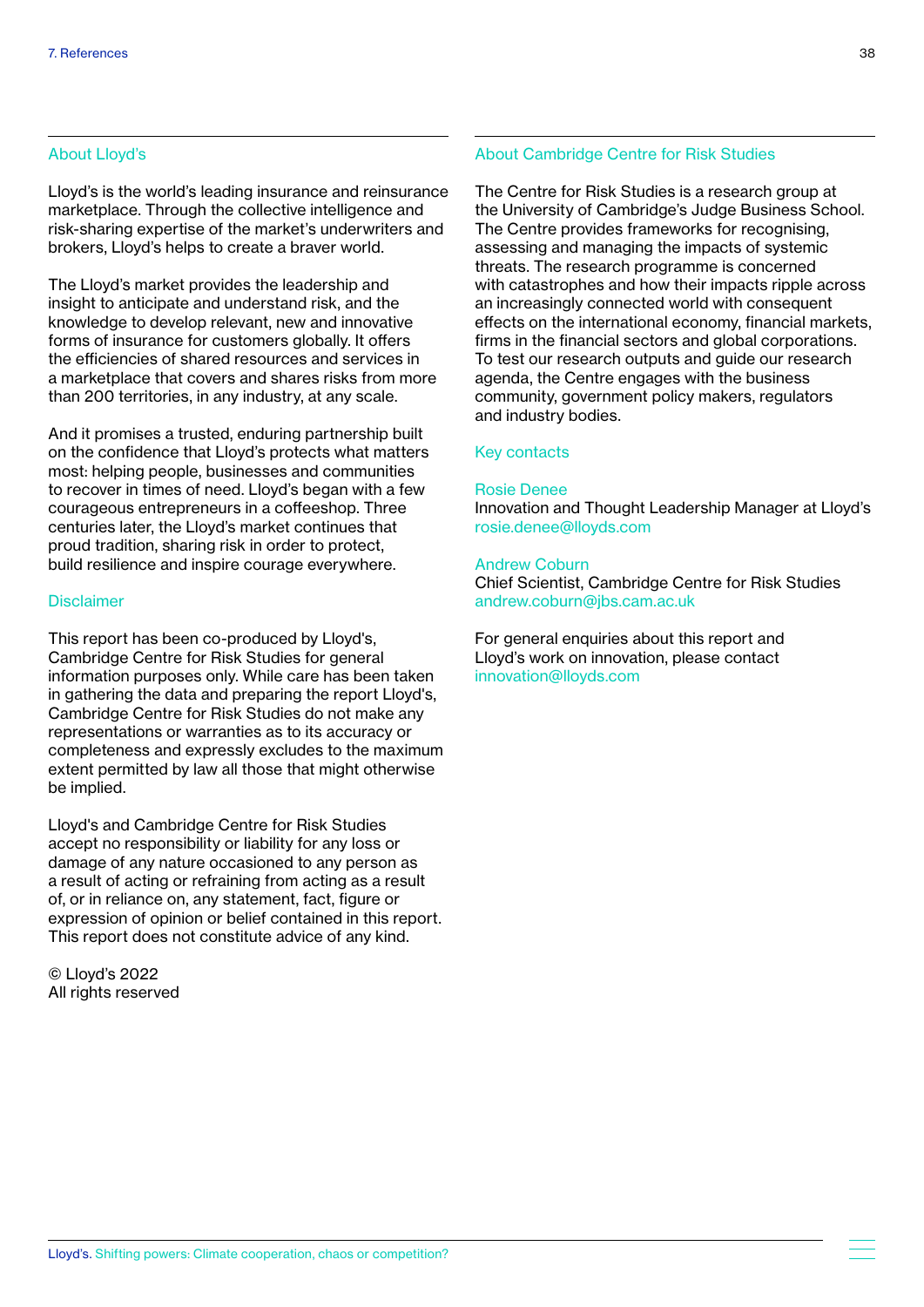## About Lloyd's

Lloyd's is the world's leading insurance and reinsurance marketplace. Through the collective intelligence and risk-sharing expertise of the market's underwriters and brokers, Lloyd's helps to create a braver world.

The Lloyd's market provides the leadership and insight to anticipate and understand risk, and the knowledge to develop relevant, new and innovative forms of insurance for customers globally. It offers the efficiencies of shared resources and services in a marketplace that covers and shares risks from more than 200 territories, in any industry, at any scale.

And it promises a trusted, enduring partnership built on the confidence that Lloyd's protects what matters most: helping people, businesses and communities to recover in times of need. Lloyd's began with a few courageous entrepreneurs in a coffeeshop. Three centuries later, the Lloyd's market continues that proud tradition, sharing risk in order to protect, build resilience and inspire courage everywhere.

## Disclaimer

This report has been co-produced by Lloyd's, Cambridge Centre for Risk Studies for general information purposes only. While care has been taken in gathering the data and preparing the report Lloyd's, Cambridge Centre for Risk Studies do not make any representations or warranties as to its accuracy or completeness and expressly excludes to the maximum extent permitted by law all those that might otherwise be implied.

Lloyd's and Cambridge Centre for Risk Studies accept no responsibility or liability for any loss or damage of any nature occasioned to any person as a result of acting or refraining from acting as a result of, or in reliance on, any statement, fact, figure or expression of opinion or belief contained in this report. This report does not constitute advice of any kind.

© Lloyd's 2022
All rights reserved

## About Cambridge Centre for Risk Studies

The Centre for Risk Studies is a research group at the University of Cambridge's Judge Business School. The Centre provides frameworks for recognising, assessing and managing the impacts of systemic threats. The research programme is concerned with catastrophes and how their impacts ripple across an increasingly connected world with consequent effects on the international economy, financial markets, firms in the financial sectors and global corporations. To test our research outputs and guide our research agenda, the Centre engages with the business community, government policy makers, regulators and industry bodies.

## Key contacts

Rosie Denee
Innovation and Thought Leadership Manager at Lloyd's
rosie.denee@lloyds.com

Andrew Coburn
Chief Scientist, Cambridge Centre for Risk Studies
andrew.coburn@jbs.cam.ac.uk

For general enquiries about this report and Lloyd's work on innovation, please contact
innovation@lloyds.com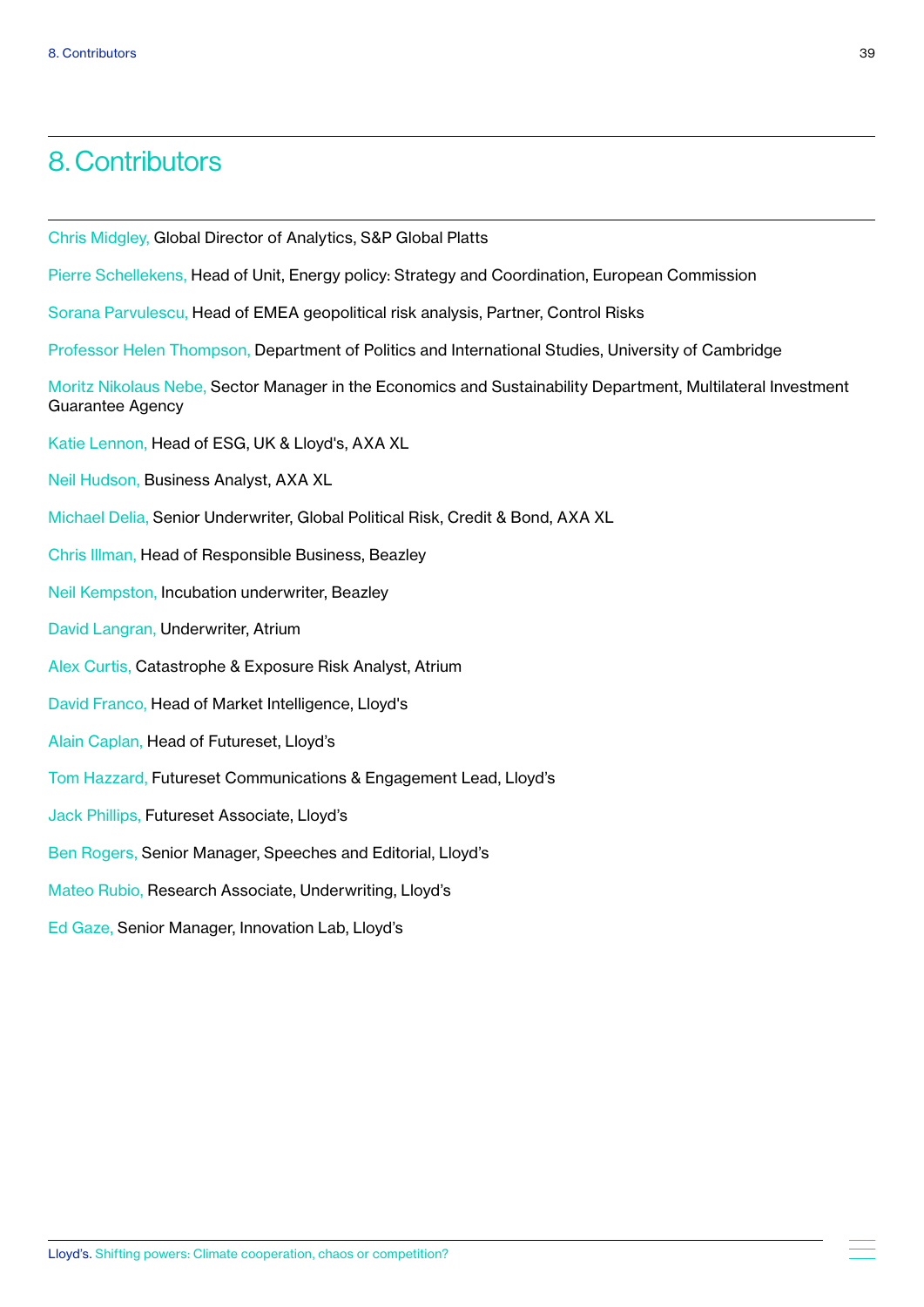# 8. Contributors

Chris Midgley, Global Director of Analytics, S&P Global Platts

Pierre Schellekens, Head of Unit, Energy policy: Strategy and Coordination, European Commission

Sorana Parvulescu, Head of EMEA geopolitical risk analysis, Partner, Control Risks

Professor Helen Thompson, Department of Politics and International Studies, University of Cambridge

Moritz Nikolaus Nebe, Sector Manager in the Economics and Sustainability Department, Multilateral Investment Guarantee Agency

Katie Lennon, Head of ESG, UK & Lloyd's, AXA XL

Neil Hudson, Business Analyst, AXA XL

Michael Delia, Senior Underwriter, Global Political Risk, Credit & Bond, AXA XL

Chris Illman, Head of Responsible Business, Beazley

Neil Kempston, Incubation underwriter, Beazley

David Langran, Underwriter, Atrium

Alex Curtis, Catastrophe & Exposure Risk Analyst, Atrium

David Franco, Head of Market Intelligence, Lloyd's

Alain Caplan, Head of Futureset, Lloyd's

Tom Hazzard, Futureset Communications & Engagement Lead, Lloyd's

Jack Phillips, Futureset Associate, Lloyd's

Ben Rogers, Senior Manager, Speeches and Editorial, Lloyd's

Mateo Rubio, Research Associate, Underwriting, Lloyd's

Ed Gaze, Senior Manager, Innovation Lab, Lloyd's